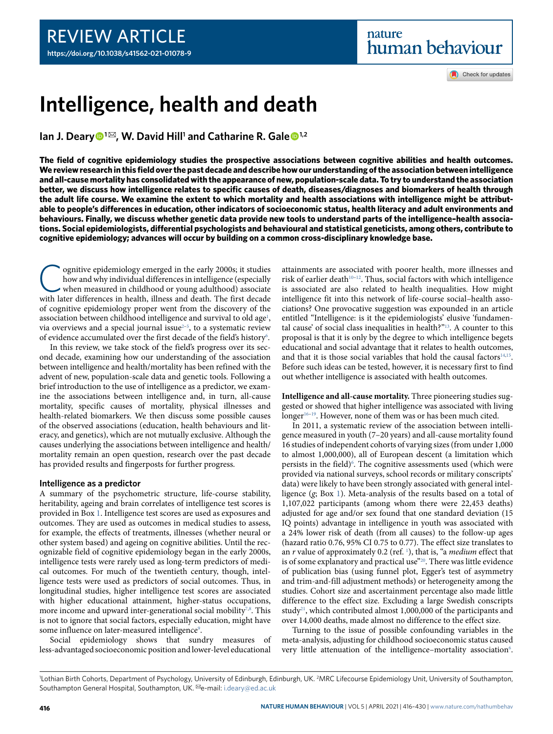REVIEW ARTICLE

https://doi.org/10.1038/s41562-021-01078-9

# Intelligence, health and death

**Ian J. Deary[1]✉, W. David Hill[1] and Catharine R. Gale[1,2]**

**The field of cognitive epidemiology studies the prospective associations between cognitive abilities and health outcomes. We review research in this field over the past decade and describe how our understanding of the association between intelligence and all-cause mortality has consolidated with the appearance of new, population-scale data. To try to understand the association better, we discuss how intelligence relates to specific causes of death, diseases/diagnoses and biomarkers of health through the adult life course. We examine the extent to which mortality and health associations with intelligence might be attributable to people's differences in education, other indicators of socioeconomic status, health literacy and adult environments and behaviours. Finally, we discuss whether genetic data provide new tools to understand parts of the intelligence–health associations. Social epidemiologists, differential psychologists and behavioural and statistical geneticists, among others, contribute to cognitive epidemiology; advances will occur by building on a common cross-disciplinary knowledge base.**

Cognitive epidemiology emerged in the early 2000s; it studies how and why individual differences in intelligence (especially when measured in childhood or young adulthood) associate with later differences in health, illness and death. The first decade of cognitive epidemiology proper went from the discovery of the association between childhood intelligence and survival to old age[1], via overviews and a special journal issue[2–5], to a systematic review of evidence accumulated over the first decade of the field's history[6].

In this review, we take stock of the field's progress over its second decade, examining how our understanding of the association between intelligence and health/mortality has been refined with the advent of new, population-scale data and genetic tools. Following a brief introduction to the use of intelligence as a predictor, we examine the associations between intelligence and, in turn, all-cause mortality, specific causes of mortality, physical illnesses and health-related biomarkers. We then discuss some possible causes of the observed associations (education, health behaviours and literacy, and genetics), which are not mutually exclusive. Although the causes underlying the associations between intelligence and health/mortality remain an open question, research over the past decade has provided results and fingerposts for further progress.

## Intelligence as a predictor

A summary of the psychometric structure, life-course stability, heritability, ageing and brain correlates of intelligence test scores is provided in Box 1. Intelligence test scores are used as exposures and outcomes. They are used as outcomes in medical studies to assess, for example, the effects of treatments, illnesses (whether neural or other system based) and ageing on cognitive abilities. Until the recognizable field of cognitive epidemiology began in the early 2000s, intelligence tests were rarely used as long-term predictors of medical outcomes. For much of the twentieth century, though, intelligence tests were used as predictors of social outcomes. Thus, in longitudinal studies, higher intelligence test scores are associated with higher educational attainment, higher-status occupations, more income and upward inter-generational social mobility[7,8]. This is not to ignore that social factors, especially education, might have some influence on later-measured intelligence[9].

Social epidemiology shows that sundry measures of less-advantaged socioeconomic position and lower-level educational attainments are associated with poorer health, more illnesses and risk of earlier death[10–12]. Thus, social factors with which intelligence is associated are also related to health inequalities. How might intelligence fit into this network of life-course social–health associations? One provocative suggestion was expounded in an article entitled "Intelligence: is it the epidemiologists' elusive 'fundamental cause' of social class inequalities in health?"[13]. A counter to this proposal is that it is only by the degree to which intelligence begets educational and social advantage that it relates to health outcomes, and that it is those social variables that hold the causal factors[14,15]. Before such ideas can be tested, however, it is necessary first to find out whether intelligence is associated with health outcomes.

**Intelligence and all-cause mortality.** Three pioneering studies suggested or showed that higher intelligence was associated with living longer[16–19]. However, none of them was or has been much cited.

In 2011, a systematic review of the association between intelligence measured in youth (7–20 years) and all-cause mortality found 16 studies of independent cohorts of varying sizes (from under 1,000 to almost 1,000,000), all of European descent (a limitation which persists in the field)[6]. The cognitive assessments used (which were provided via national surveys, school records or military conscripts' data) were likely to have been strongly associated with general intelligence (*g*; Box 1). Meta-analysis of the results based on a total of 1,107,022 participants (among whom there were 22,453 deaths) adjusted for age and/or sex found that one standard deviation (15 IQ points) advantage in intelligence in youth was associated with a 24% lower risk of death (from all causes) to the follow-up ages (hazard ratio 0.76, 95% CI 0.75 to 0.77). The effect size translates to an *r* value of approximately 0.2 (ref. [1]), that is, "a *medium* effect that is of some explanatory and practical use"[20]. There was little evidence of publication bias (using funnel plot, Egger's test of asymmetry and trim-and-fill adjustment methods) or heterogeneity among the studies. Cohort size and ascertainment percentage also made little difference to the effect size. Excluding a large Swedish conscripts study[21], which contributed almost 1,000,000 of the participants and over 14,000 deaths, made almost no difference to the effect size.

Turning to the issue of possible confounding variables in the meta-analysis, adjusting for childhood socioeconomic status caused very little attenuation of the intelligence–mortality association[6].

[1]Lothian Birth Cohorts, Department of Psychology, University of Edinburgh, Edinburgh, UK. [2]MRC Lifecourse Epidemiology Unit, University of Southampton, Southampton General Hospital, Southampton, UK. ✉e-mail: i.deary@ed.ac.uk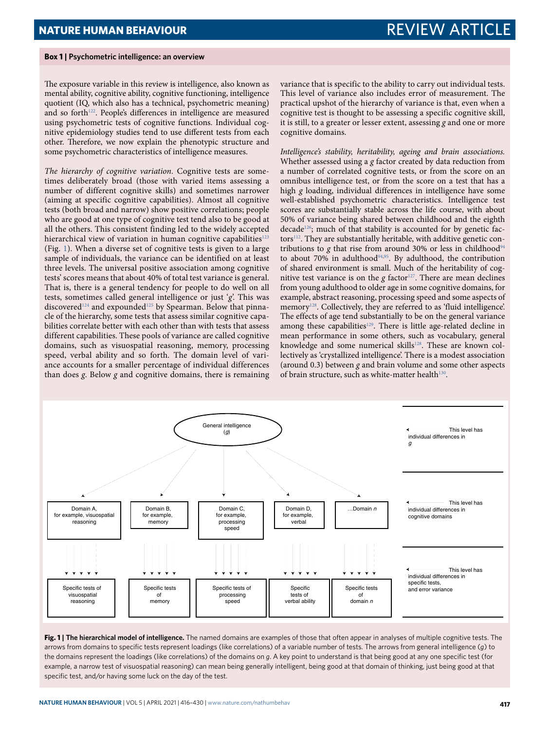**Box 1 | Psychometric intelligence: an overview**

The exposure variable in this review is intelligence, also known as mental ability, cognitive ability, cognitive functioning, intelligence quotient (IQ, which also has a technical, psychometric meaning) and so forth[122]. People's differences in intelligence are measured using psychometric tests of cognitive functions. Individual cognitive epidemiology studies tend to use different tests from each other. Therefore, we now explain the phenotypic structure and some psychometric characteristics of intelligence measures.

*The hierarchy of cognitive variation*. Cognitive tests are sometimes deliberately broad (those with varied items assessing a number of different cognitive skills) and sometimes narrower (aiming at specific cognitive capabilities). Almost all cognitive tests (both broad and narrow) show positive correlations; people who are good at one type of cognitive test tend also to be good at all the others. This consistent finding led to the widely accepted hierarchical view of variation in human cognitive capabilities[123] (Fig. 1). When a diverse set of cognitive tests is given to a large sample of individuals, the variance can be identified on at least three levels. The universal positive association among cognitive tests' scores means that about 40% of total test variance is general. That is, there is a general tendency for people to do well on all tests, sometimes called general intelligence or just '*g*'. This was discovered[124] and expounded[125] by Spearman. Below that pinnacle of the hierarchy, some tests that assess similar cognitive capabilities correlate better with each other than with tests that assess different capabilities. These pools of variance are called cognitive domains, such as visuospatial reasoning, memory, processing speed, verbal ability and so forth. The domain level of variance accounts for a smaller percentage of individual differences than does *g*. Below *g* and cognitive domains, there is remaining variance that is specific to the ability to carry out individual tests. This level of variance also includes error of measurement. The practical upshot of the hierarchy of variance is that, even when a cognitive test is thought to be assessing a specific cognitive skill, it is still, to a greater or lesser extent, assessing *g* and one or more cognitive domains.

*Intelligence's stability, heritability, ageing and brain associations*. Whether assessed using a *g* factor created by data reduction from a number of correlated cognitive tests, or from the score on an omnibus intelligence test, or from the score on a test that has a high *g* loading, individual differences in intelligence have some well-established psychometric characteristics. Intelligence test scores are substantially stable across the life course, with about 50% of variance being shared between childhood and the eighth decade[126]; much of that stability is accounted for by genetic factors[112]. They are substantially heritable, with additive genetic contributions to *g* that rise from around 30% or less in childhood[94] to about 70% in adulthood[94,95]. By adulthood, the contribution of shared environment is small. Much of the heritability of cognitive test variance is on the *g* factor[127]. There are mean declines from young adulthood to older age in some cognitive domains, for example, abstract reasoning, processing speed and some aspects of memory[128]. Collectively, they are referred to as 'fluid intelligence'. The effects of age tend substantially to be on the general variance among these capabilities[129]. There is little age-related decline in mean performance in some others, such as vocabulary, general knowledge and some numerical skills[128]. These are known collectively as 'crystallized intelligence'. There is a modest association (around 0.3) between *g* and brain volume and some other aspects of brain structure, such as white-matter health[130].

General intelligence (*g*)

This level has individual differences in *g*

Domain A, for example, visuospatial reasoning | Domain B, for example, memory | Domain C, for example, processing speed | Domain D, for example, verbal | …Domain *n*

This level has individual differences in cognitive domains

Specific tests of visuospatial reasoning | Specific tests of memory | Specific tests of processing speed | Specific tests of verbal ability | Specific tests of domain *n*

This level has individual differences in specific tests, and error variance

**Fig. 1 | The hierarchical model of intelligence.** The named domains are examples of those that often appear in analyses of multiple cognitive tests. The arrows from domains to specific tests represent loadings (like correlations) of a variable number of tests. The arrows from general intelligence (*g*) to the domains represent the loadings (like correlations) of the domains on *g*. A key point to understand is that being good at any one specific test (for example, a narrow test of visuospatial reasoning) can mean being generally intelligent, being good at that domain of thinking, just being good at that specific test, and/or having some luck on the day of the test.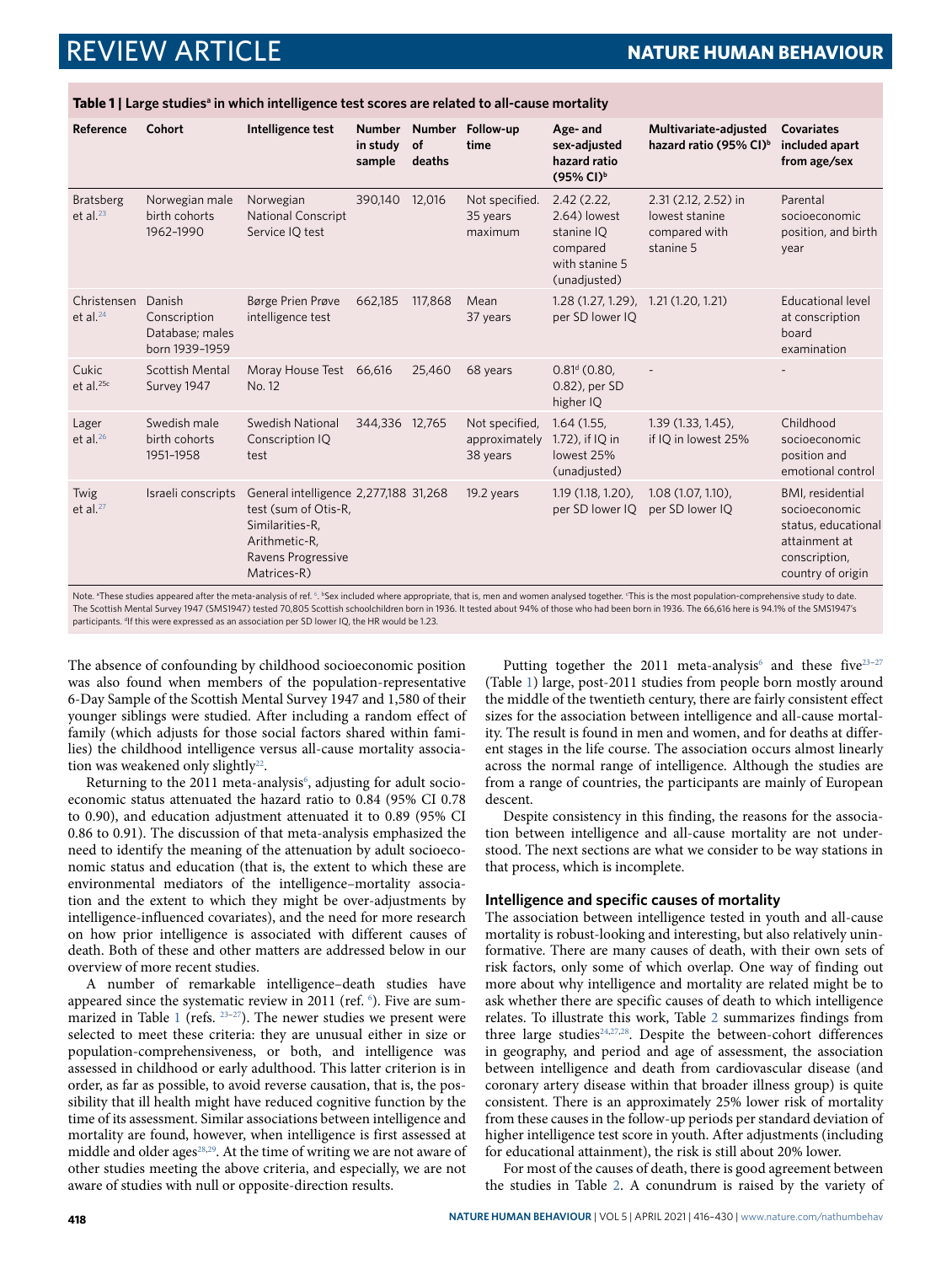**Table 1 | Large studies[a] in which intelligence test scores are related to all-cause mortality**

| Reference | Cohort | Intelligence test | Number in study sample | Number of deaths | Follow-up time | Age- and sex-adjusted hazard ratio (95% CI)[b] | Multivariate-adjusted hazard ratio (95% CI)[b] | Covariates included apart from age/sex |
|---|---|---|---|---|---|---|---|---|
| Bratsberg et al.[23] | Norwegian male birth cohorts 1962–1990 | Norwegian National Conscript Service IQ test | 390,140 | 12,016 | Not specified. 35 years maximum | 2.42 (2.22, 2.64) lowest stanine IQ compared with stanine 5 (unadjusted) | 2.31 (2.12, 2.52) in lowest stanine compared with stanine 5 | Parental socioeconomic position, and birth year |
| Christensen et al.[24] | Danish Conscription Database; males born 1939–1959 | Børge Prien Prøve intelligence test | 662,185 | 117,868 | Mean 37 years | 1.28 (1.27, 1.29), per SD lower IQ | 1.21 (1.20, 1.21) | Educational level at conscription board examination |
| Cukic et al.[25c] | Scottish Mental Survey 1947 | Moray House Test No. 12 | 66,616 | 25,460 | 68 years | 0.81[d] (0.80, 0.82), per SD higher IQ | - | - |
| Lager et al.[26] | Swedish male birth cohorts 1951–1958 | Swedish National Conscription IQ test | 344,336 | 12,765 | Not specified, approximately 38 years | 1.64 (1.55, 1.72), if IQ in lowest 25% (unadjusted) | 1.39 (1.33, 1.45), if IQ in lowest 25% | Childhood socioeconomic position and emotional control |
| Twig et al.[27] | Israeli conscripts | General intelligence test (sum of Otis-R, Similarities-R, Arithmetic-R, Ravens Progressive Matrices-R) | 2,277,188 | 31,268 | 19.2 years | 1.19 (1.18, 1.20), per SD lower IQ | 1.08 (1.07, 1.10), per SD lower IQ | BMI, residential socioeconomic status, educational attainment at conscription, country of origin |

Note. [a]These studies appeared after the meta-analysis of ref. [6]. [b]Sex included where appropriate, that is, men and women analysed together. [c]This is the most population-comprehensive study to date. The Scottish Mental Survey 1947 (SMS1947) tested 70,805 Scottish schoolchildren born in 1936. It tested about 94% of those who had been born in 1936. The 66,616 here is 94.1% of the SMS1947's participants. [d]If this were expressed as an association per SD lower IQ, the HR would be 1.23.

The absence of confounding by childhood socioeconomic position was also found when members of the population-representative 6-Day Sample of the Scottish Mental Survey 1947 and 1,580 of their younger siblings were studied. After including a random effect of family (which adjusts for those social factors shared within families) the childhood intelligence versus all-cause mortality association was weakened only slightly[22].

Returning to the 2011 meta-analysis[6], adjusting for adult socioeconomic status attenuated the hazard ratio to 0.84 (95% CI 0.78 to 0.90), and education adjustment attenuated it to 0.89 (95% CI 0.86 to 0.91). The discussion of that meta-analysis emphasized the need to identify the meaning of the attenuation by adult socioeconomic status and education (that is, the extent to which these are environmental mediators of the intelligence–mortality association and the extent to which they might be over-adjustments by intelligence-influenced covariates), and the need for more research on how prior intelligence is associated with different causes of death. Both of these and other matters are addressed below in our overview of more recent studies.

A number of remarkable intelligence–death studies have appeared since the systematic review in 2011 (ref. [6]). Five are summarized in Table 1 (refs. [23–27]). The newer studies we present were selected to meet these criteria: they are unusual either in size or population-comprehensiveness, or both, and intelligence was assessed in childhood or early adulthood. This latter criterion is in order, as far as possible, to avoid reverse causation, that is, the possibility that ill health might have reduced cognitive function by the time of its assessment. Similar associations between intelligence and mortality are found, however, when intelligence is first assessed at middle and older ages[28,29]. At the time of writing we are not aware of other studies meeting the above criteria, and especially, we are not aware of studies with null or opposite-direction results.

Putting together the 2011 meta-analysis[6] and these five[23–27] (Table 1) large, post-2011 studies from people born mostly around the middle of the twentieth century, there are fairly consistent effect sizes for the association between intelligence and all-cause mortality. The result is found in men and women, and for deaths at different stages in the life course. The association occurs almost linearly across the normal range of intelligence. Although the studies are from a range of countries, the participants are mainly of European descent.

Despite consistency in this finding, the reasons for the association between intelligence and all-cause mortality are not understood. The next sections are what we consider to be way stations in that process, which is incomplete.

### Intelligence and specific causes of mortality

The association between intelligence tested in youth and all-cause mortality is robust-looking and interesting, but also relatively uninformative. There are many causes of death, with their own sets of risk factors, only some of which overlap. One way of finding out more about why intelligence and mortality are related might be to ask whether there are specific causes of death to which intelligence relates. To illustrate this work, Table 2 summarizes findings from three large studies[24,27,28]. Despite the between-cohort differences in geography, and period and age of assessment, the association between intelligence and death from cardiovascular disease (and coronary artery disease within that broader illness group) is quite consistent. There is an approximately 25% lower risk of mortality from these causes in the follow-up periods per standard deviation of higher intelligence test score in youth. After adjustments (including for educational attainment), the risk is still about 20% lower.

For most of the causes of death, there is good agreement between the studies in Table 2. A conundrum is raised by the variety of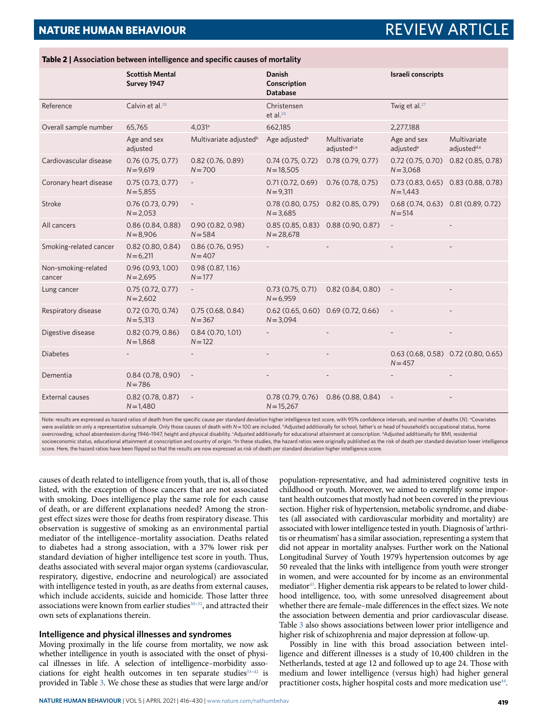**Table 2 | Association between intelligence and specific causes of mortality**

| | Scottish Mental Survey 1947 | | Danish Conscription Database | | Israeli conscripts | |
|---|---|---|---|---|---|---|
| Reference | Calvin et al.[28] | | Christensen et al.[24] | | Twig et al.[27] | |
| Overall sample number | 65,765 | 4,031[a] | 662,185 | | 2,277,188 | |
| | Age and sex adjusted | Multivariate adjusted[b] | Age adjusted[e] | Multivariate adjusted[c,e] | Age and sex adjusted[e] | Multivariate adjusted[d,e] |
| Cardiovascular disease | 0.76 (0.75, 0.77) $N=9{,}619$ | 0.82 (0.76, 0.89) $N=700$ | 0.74 (0.75, 0.72) $N=18{,}505$ | 0.78 (0.79, 0.77) | 0.72 (0.75, 0.70) $N=3{,}068$ | 0.82 (0.85, 0.78) |
| Coronary heart disease | 0.75 (0.73, 0.77) $N=5{,}855$ | - | 0.71 (0.72, 0.69) $N=9{,}311$ | 0.76 (0.78, 0.75) | 0.73 (0.83, 0.65) $N=1{,}443$ | 0.83 (0.88, 0.78) |
| Stroke | 0.76 (0.73, 0.79) $N=2{,}053$ | - | 0.78 (0.80, 0.75) $N=3{,}685$ | 0.82 (0.85, 0.79) | 0.68 (0.74, 0.63) $N=514$ | 0.81 (0.89, 0.72) |
| All cancers | 0.86 (0.84, 0.88) $N=8{,}906$ | 0.90 (0.82, 0.98) $N=584$ | 0.85 (0.85, 0.83) $N=28{,}678$ | 0.88 (0.90, 0.87) | - | - |
| Smoking-related cancer | 0.82 (0.80, 0.84) $N=6{,}211$ | 0.86 (0.76, 0.95) $N=407$ | - | - | - | - |
| Non-smoking-related cancer | 0.96 (0.93, 1.00) $N=2{,}695$ | 0.98 (0.87, 1.16) $N=177$ | | | | |
| Lung cancer | 0.75 (0.72, 0.77) $N=2{,}602$ | - | 0.73 (0.75, 0.71) $N=6{,}959$ | 0.82 (0.84, 0.80) | - | - |
| Respiratory disease | 0.72 (0.70, 0.74) $N=5{,}313$ | 0.75 (0.68, 0.84) $N=367$ | 0.62 (0.65, 0.60) $N=3{,}094$ | 0.69 (0.72, 0.66) | - | - |
| Digestive disease | 0.82 (0.79, 0.86) $N=1{,}868$ | 0.84 (0.70, 1.01) $N=122$ | - | - | - | - |
| Diabetes | - | - | - | - | 0.63 (0.68, 0.58) $N=457$ | 0.72 (0.80, 0.65) |
| Dementia | 0.84 (0.78, 0.90) $N=786$ | - | - | - | - | - |
| External causes | 0.82 (0.78, 0.87) $N=1{,}480$ | - | 0.78 (0.79, 0.76) $N=15{,}267$ | 0.86 (0.88, 0.84) | - | - |

Note: results are expressed as hazard ratios of death from the specific cause per standard deviation higher intelligence test score, with 95% confidence intervals, and number of deaths (N). [a]Covariates were available on only a representative subsample. Only those causes of death with $N=100$ are included. [b]Adjusted additionally for school, father's or head of household's occupational status, home overcrowding, school absenteeism during 1946–1947, height and physical disability. [c]Adjusted additionally for educational attainment at conscription. [d]Adjusted additionally for BMI, residential socioeconomic status, educational attainment at conscription and country of origin. [e]In these studies, the hazard ratios were originally published as the risk of death per standard deviation lower intelligence score. Here, the hazard ratios have been flipped so that the results are now expressed as risk of death per standard deviation higher intelligence score.

causes of death related to intelligence from youth, that is, all of those listed, with the exception of those cancers that are not associated with smoking. Does intelligence play the same role for each cause of death, or are different explanations needed? Among the strongest effect sizes were those for deaths from respiratory disease. This observation is suggestive of smoking as an environmental partial mediator of the intelligence–mortality association. Deaths related to diabetes had a strong association, with a 37% lower risk per standard deviation of higher intelligence test score in youth. Thus, deaths associated with several major organ systems (cardiovascular, respiratory, digestive, endocrine and neurological) are associated with intelligence tested in youth, as are deaths from external causes, which include accidents, suicide and homicide. Those latter three associations were known from earlier studies[30–32], and attracted their own sets of explanations therein.

### Intelligence and physical illnesses and syndromes

Moving proximally in the life course from mortality, we now ask whether intelligence in youth is associated with the onset of physical illnesses in life. A selection of intelligence–morbidity associations for eight health outcomes in ten separate studies[33–42] is provided in Table 3. We chose these as studies that were large and/or population-representative, and had administered cognitive tests in childhood or youth. Moreover, we aimed to exemplify some important health outcomes that mostly had not been covered in the previous section. Higher risk of hypertension, metabolic syndrome, and diabetes (all associated with cardiovascular morbidity and mortality) are associated with lower intelligence tested in youth. Diagnosis of 'arthritis or rheumatism' has a similar association, representing a system that did not appear in mortality analyses. Further work on the National Longitudinal Survey of Youth 1979's hypertension outcomes by age 50 revealed that the links with intelligence from youth were stronger in women, and were accounted for by income as an environmental mediator[43]. Higher dementia risk appears to be related to lower childhood intelligence, too, with some unresolved disagreement about whether there are female–male differences in the effect sizes. We note the association between dementia and prior cardiovascular disease. Table 3 also shows associations between lower prior intelligence and higher risk of schizophrenia and major depression at follow-up.

Possibly in line with this broad association between intelligence and different illnesses is a study of 10,400 children in the Netherlands, tested at age 12 and followed up to age 24. Those with medium and lower intelligence (versus high) had higher general practitioner costs, higher hospital costs and more medication use[44].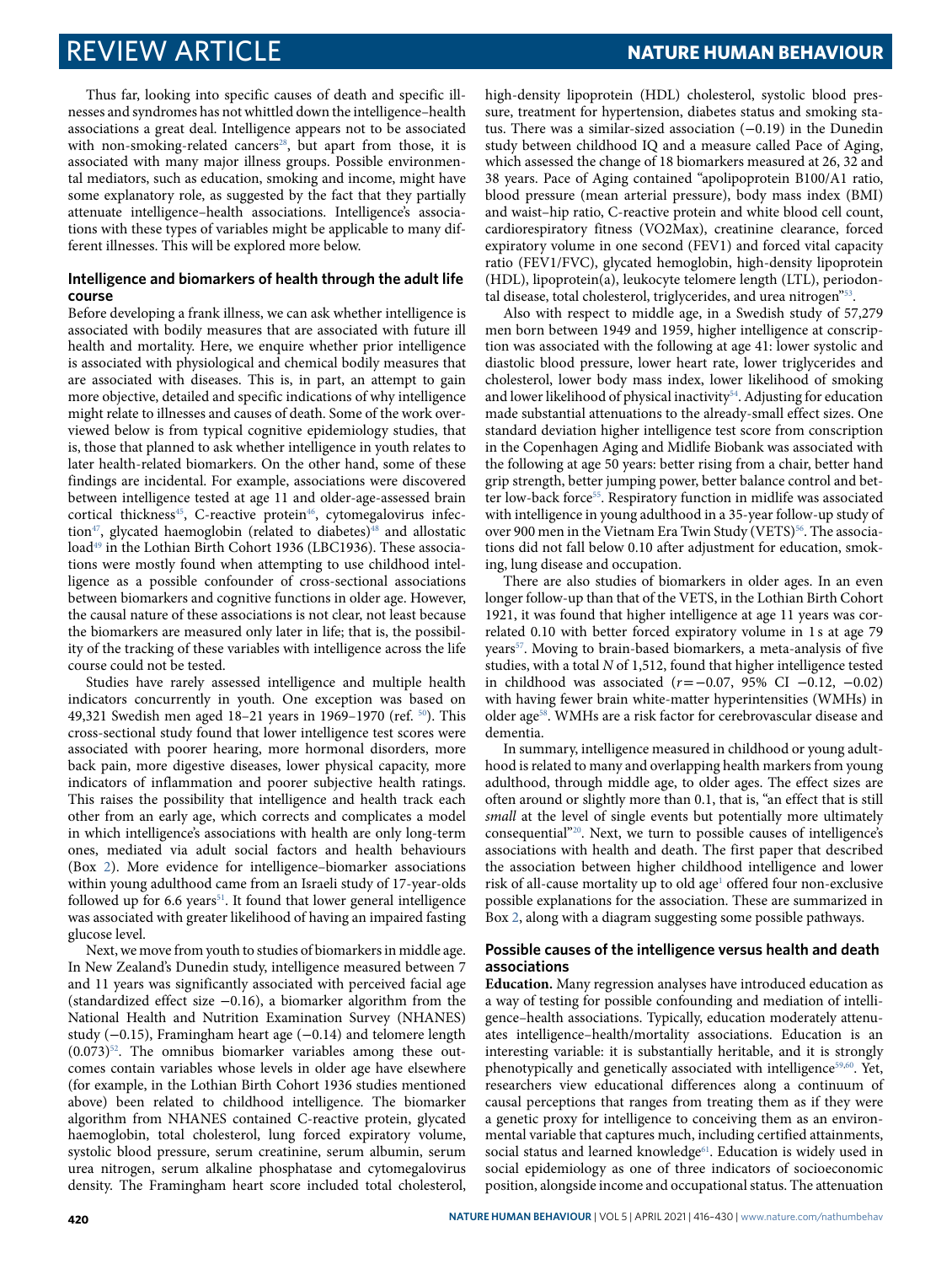Thus far, looking into specific causes of death and specific illnesses and syndromes has not whittled down the intelligence–health associations a great deal. Intelligence appears not to be associated with non-smoking-related cancers[28], but apart from those, it is associated with many major illness groups. Possible environmental mediators, such as education, smoking and income, might have some explanatory role, as suggested by the fact that they partially attenuate intelligence–health associations. Intelligence's associations with these types of variables might be applicable to many different illnesses. This will be explored more below.

## Intelligence and biomarkers of health through the adult life course

Before developing a frank illness, we can ask whether intelligence is associated with bodily measures that are associated with future ill health and mortality. Here, we enquire whether prior intelligence is associated with physiological and chemical bodily measures that are associated with diseases. This is, in part, an attempt to gain more objective, detailed and specific indications of why intelligence might relate to illnesses and causes of death. Some of the work overviewed below is from typical cognitive epidemiology studies, that is, those that planned to ask whether intelligence in youth relates to later health-related biomarkers. On the other hand, some of these findings are incidental. For example, associations were discovered between intelligence tested at age 11 and older-age-assessed brain cortical thickness[45], C-reactive protein[46], cytomegalovirus infection[47], glycated haemoglobin (related to diabetes)[48] and allostatic load[49] in the Lothian Birth Cohort 1936 (LBC1936). These associations were mostly found when attempting to use childhood intelligence as a possible confounder of cross-sectional associations between biomarkers and cognitive functions in older age. However, the causal nature of these associations is not clear, not least because the biomarkers are measured only later in life; that is, the possibility of the tracking of these variables with intelligence across the life course could not be tested.

Studies have rarely assessed intelligence and multiple health indicators concurrently in youth. One exception was based on 49,321 Swedish men aged 18–21 years in 1969–1970 (ref. [50]). This cross-sectional study found that lower intelligence test scores were associated with poorer hearing, more hormonal disorders, more back pain, more digestive diseases, lower physical capacity, more indicators of inflammation and poorer subjective health ratings. This raises the possibility that intelligence and health track each other from an early age, which corrects and complicates a model in which intelligence's associations with health are only long-term ones, mediated via adult social factors and health behaviours (Box 2). More evidence for intelligence–biomarker associations within young adulthood came from an Israeli study of 17-year-olds followed up for 6.6 years[51]. It found that lower general intelligence was associated with greater likelihood of having an impaired fasting glucose level.

Next, we move from youth to studies of biomarkers in middle age. In New Zealand's Dunedin study, intelligence measured between 7 and 11 years was significantly associated with perceived facial age (standardized effect size −0.16), a biomarker algorithm from the National Health and Nutrition Examination Survey (NHANES) study (−0.15), Framingham heart age (−0.14) and telomere length (0.073)[52]. The omnibus biomarker variables among these outcomes contain variables whose levels in older age have elsewhere (for example, in the Lothian Birth Cohort 1936 studies mentioned above) been related to childhood intelligence. The biomarker algorithm from NHANES contained C-reactive protein, glycated haemoglobin, total cholesterol, lung forced expiratory volume, systolic blood pressure, serum creatinine, serum albumin, serum urea nitrogen, serum alkaline phosphatase and cytomegalovirus density. The Framingham heart score included total cholesterol, high-density lipoprotein (HDL) cholesterol, systolic blood pressure, treatment for hypertension, diabetes status and smoking status. There was a similar-sized association (−0.19) in the Dunedin study between childhood IQ and a measure called Pace of Aging, which assessed the change of 18 biomarkers measured at 26, 32 and 38 years. Pace of Aging contained "apolipoprotein B100/A1 ratio, blood pressure (mean arterial pressure), body mass index (BMI) and waist–hip ratio, C-reactive protein and white blood cell count, cardiorespiratory fitness (VO2Max), creatinine clearance, forced expiratory volume in one second (FEV1) and forced vital capacity ratio (FEV1/FVC), glycated hemoglobin, high-density lipoprotein (HDL), lipoprotein(a), leukocyte telomere length (LTL), periodontal disease, total cholesterol, triglycerides, and urea nitrogen"[53].

Also with respect to middle age, in a Swedish study of 57,279 men born between 1949 and 1959, higher intelligence at conscription was associated with the following at age 41: lower systolic and diastolic blood pressure, lower heart rate, lower triglycerides and cholesterol, lower body mass index, lower likelihood of smoking and lower likelihood of physical inactivity[54]. Adjusting for education made substantial attenuations to the already-small effect sizes. One standard deviation higher intelligence test score from conscription in the Copenhagen Aging and Midlife Biobank was associated with the following at age 50 years: better rising from a chair, better hand grip strength, better jumping power, better balance control and better low-back force[55]. Respiratory function in midlife was associated with intelligence in young adulthood in a 35-year follow-up study of over 900 men in the Vietnam Era Twin Study (VETS)[56]. The associations did not fall below 0.10 after adjustment for education, smoking, lung disease and occupation.

There are also studies of biomarkers in older ages. In an even longer follow-up than that of the VETS, in the Lothian Birth Cohort 1921, it was found that higher intelligence at age 11 years was correlated 0.10 with better forced expiratory volume in 1 s at age 79 years[57]. Moving to brain-based biomarkers, a meta-analysis of five studies, with a total $N$ of 1,512, found that higher intelligence tested in childhood was associated ($r = -0.07$, 95% CI −0.12, −0.02) with having fewer brain white-matter hyperintensities (WMHs) in older age[58]. WMHs are a risk factor for cerebrovascular disease and dementia.

In summary, intelligence measured in childhood or young adulthood is related to many and overlapping health markers from young adulthood, through middle age, to older ages. The effect sizes are often around or slightly more than 0.1, that is, "an effect that is still *small* at the level of single events but potentially more ultimately consequential"[20]. Next, we turn to possible causes of intelligence's associations with health and death. The first paper that described the association between higher childhood intelligence and lower risk of all-cause mortality up to old age[1] offered four non-exclusive possible explanations for the association. These are summarized in Box 2, along with a diagram suggesting some possible pathways.

## Possible causes of the intelligence versus health and death associations

**Education.** Many regression analyses have introduced education as a way of testing for possible confounding and mediation of intelligence–health associations. Typically, education moderately attenuates intelligence–health/mortality associations. Education is an interesting variable: it is substantially heritable, and it is strongly phenotypically and genetically associated with intelligence[59,60]. Yet, researchers view educational differences along a continuum of causal perceptions that ranges from treating them as if they were a genetic proxy for intelligence to conceiving them as an environmental variable that captures much, including certified attainments, social status and learned knowledge[61]. Education is widely used in social epidemiology as one of three indicators of socioeconomic position, alongside income and occupational status. The attenuation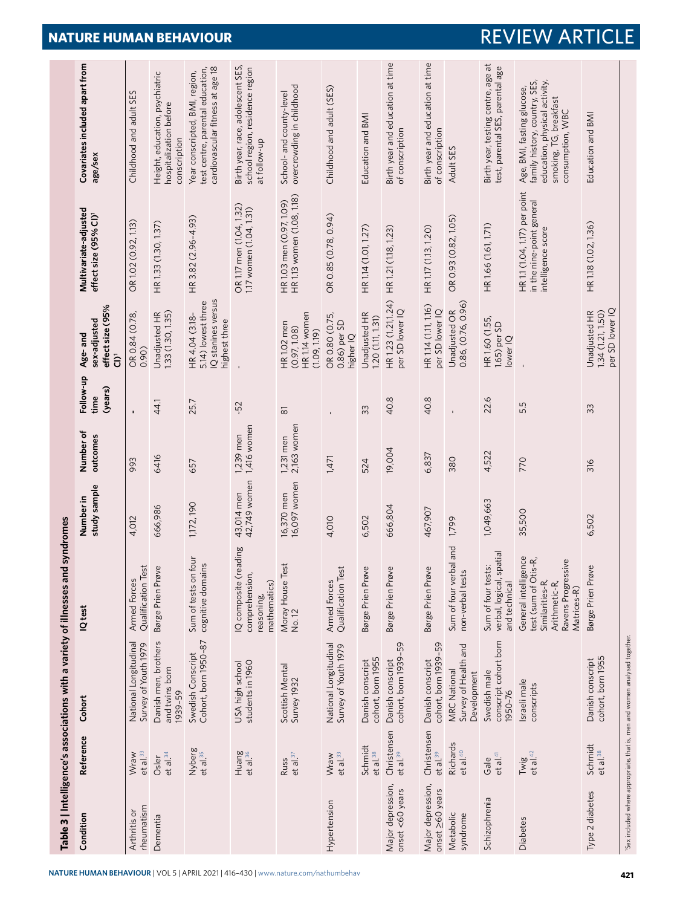**Table 3 | Intelligence's associations with a variety of illnesses and syndromes**

| Condition | Reference | Cohort | IQ test | Number in study sample | Number of outcomes | Follow-up time (years) | Age- and sex-adjusted effect size (95% CI)[a] | Multivariate-adjusted effect size (95% CI)[a] | Covariates included apart from age/sex |
|---|---|---|---|---|---|---|---|---|---|
| Arthritis or rheumatism | Wraw et al.[33] | National Longitudinal Survey of Youth 1979 | Armed Forces Qualification Test | 4,012 | 993 | - | OR 0.84 (0.78, 0.90) | OR 1.02 (0.92, 1.13) | Childhood and adult SES |
| Dementia | Osler et al.[34] | Danish men, brothers and twins born 1939–59 | Børge Prien Prøve | 666,986 | 6416 | 44.1 | Unadjusted HR 1.33 (1.30, 1.35) | HR 1.33 (1.30, 1.37) | Height, education, psychiatric hospitalization before conscription |
| | Nyberg et al.[35] | Swedish Conscript Cohort, born 1950–87 | Sum of tests on four cognitive domains | 1,172,190 | 657 | 25.7 | HR 4.04 (3.18–5.14) lowest three IQ stanines versus highest three | HR 3.82 (2.96–4.93) | Year conscripted, BMI, region, test centre, parental education, cardiovascular fitness at age 18 |
| | Huang et al.[36] | USA high school students in 1960 | IQ composite (reading comprehension, reasoning, mathematics) | 43,014 men 42,749 women | 1,239 men 1,416 women | ~52 | - | OR 1.17 men (1.04, 1.32) 1.17 women (1.04, 1.31) | Birth year, race, adolescent SES, school region, residence region at follow-up |
| | Russ et al.[37] | Scottish Mental Survey 1932 | Moray House Test No. 12 | 16,370 men 16,097 women | 1,231 men 2,163 women | 81 | HR 1.02 men (0.97, 1.08) HR 1.14 women (1.09, 1.19) | HR 1.03 men (0.97, 1.09) HR 1.13 women (1.08, 1.18) | School- and county-level overcrowding in childhood |
| Hypertension | Wraw et al.[33] | National Longitudinal Survey of Youth 1979 | Armed Forces Qualification Test | 4,010 | 1,471 | - | OR 0.80 (0.75, 0.86) per SD higher IQ | OR 0.85 (0.78, 0.94) | Childhood and adult (SES) |
| | Schmidt et al.[38] | Danish conscript cohort, born 1955 | Børge Prien Prøve | 6,502 | 524 | 33 | Unadjusted HR 1.20 (1.11, 1.31) | HR 1.14 (1.01, 1.27) | Education and BMI |
| Major depression, onset <60 years | Christensen et al.[39] | Danish conscript cohort, born 1939–59 | Børge Prien Prøve | 666,804 | 19,004 | 40.8 | HR 1.23 (1.21,1.24) per SD lower IQ | HR 1.21 (1.18, 1.23) | Birth year and education at time of conscription |
| Major depression, onset ≥60 years | Christensen et al.[39] | Danish conscript cohort, born 1939–59 | Børge Prien Prøve | 467,907 | 6,837 | 40.8 | HR 1.14 (1.11, 1.16) per SD lower IQ | HR 1.17 (1.13, 1.20) | Birth year and education at time of conscription |
| Metabolic syndrome | Richards et al.[40] | MRC National Survey of Health and Development | Sum of four verbal and non-verbal tests | 1,799 | 380 | - | Unadjusted OR 0.86, (0.76, 0.96) | OR 0.93 (0.82, 1.05) | Adult SES |
| Schizophrenia | Gale et al.[41] | Swedish male conscript cohort born 1950–76 | Sum of four tests: verbal, logical, spatial and technical | 1,049,663 | 4,522 | 22.6 | HR 1.60 (1.55, 1.65) per SD lower IQ | HR 1.66 (1.61, 1.71) | Birth year, testing centre, age at test, parental SES, parental age |
| Diabetes | Twig et al.[42] | Israeli male conscripts | General intelligence test (sum of Otis-R, Similarities-R, Arithmetic-R, Ravens Progressive Matrices-R) | 35,500 | 770 | 5.5 | - | HR 1.1 (1.04, 1.17) per point in the nine-point general intelligence score | Age, BMI, fasting glucose, family history, country, SES, education, physical activity, smoking, TG, breakfast consumption, WBC |
| Type 2 diabetes | Schmidt et al.[38] | Danish conscript cohort, born 1955 | Børge Prien Prøve | 6,502 | 316 | 33 | Unadjusted HR 1.34 (1.21, 1.50) per SD lower IQ | HR 1.18 (1.02, 1.36) | Education and BMI |

[a]Sex included where appropriate, that is, men and women analysed together.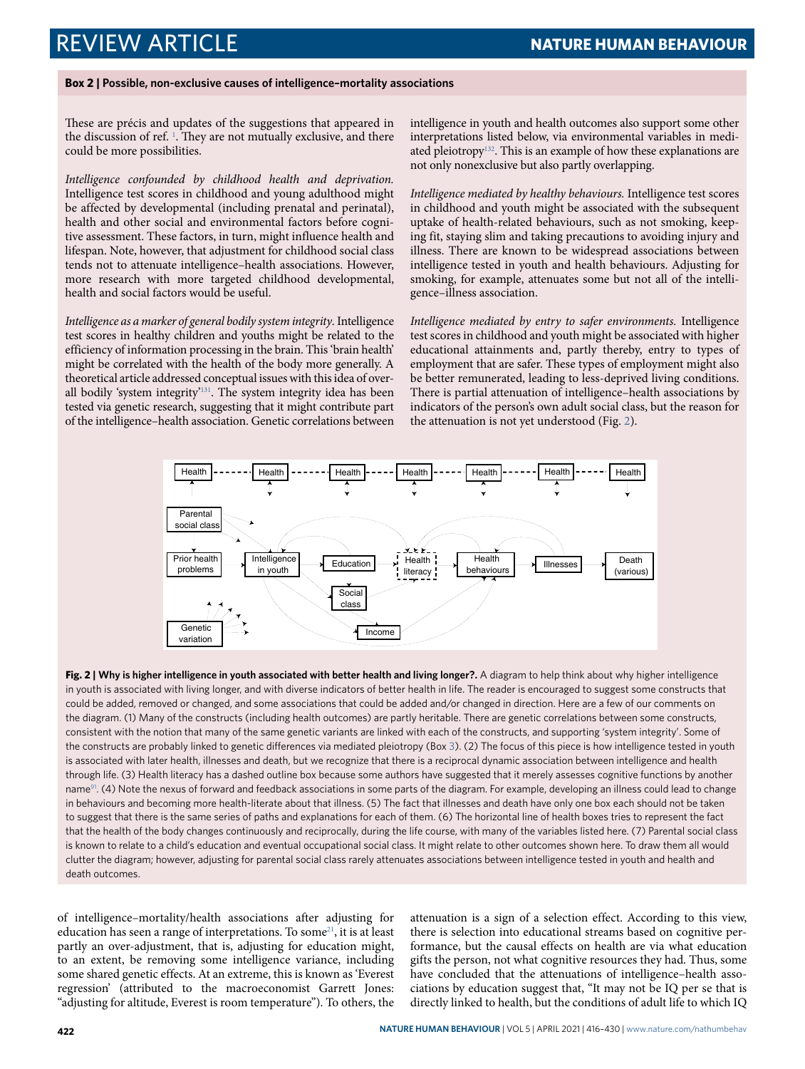**Box 2 | Possible, non-exclusive causes of intelligence–mortality associations**

These are précis and updates of the suggestions that appeared in the discussion of ref. [1]. They are not mutually exclusive, and there could be more possibilities.

*Intelligence confounded by childhood health and deprivation.* Intelligence test scores in childhood and young adulthood might be affected by developmental (including prenatal and perinatal), health and other social and environmental factors before cognitive assessment. These factors, in turn, might influence health and lifespan. Note, however, that adjustment for childhood social class tends not to attenuate intelligence–health associations. However, more research with more targeted childhood developmental, health and social factors would be useful.

*Intelligence as a marker of general bodily system integrity.* Intelligence test scores in healthy children and youths might be related to the efficiency of information processing in the brain. This 'brain health' might be correlated with the health of the body more generally. A theoretical article addressed conceptual issues with this idea of overall bodily 'system integrity'[131]. The system integrity idea has been tested via genetic research, suggesting that it might contribute part of the intelligence–health association. Genetic correlations between intelligence in youth and health outcomes also support some other interpretations listed below, via environmental variables in mediated pleiotropy[132]. This is an example of how these explanations are not only nonexclusive but also partly overlapping.

*Intelligence mediated by healthy behaviours.* Intelligence test scores in childhood and youth might be associated with the subsequent uptake of health-related behaviours, such as not smoking, keeping fit, staying slim and taking precautions to avoiding injury and illness. There are known to be widespread associations between intelligence tested in youth and health behaviours. Adjusting for smoking, for example, attenuates some but not all of the intelligence–illness association.

*Intelligence mediated by entry to safer environments.* Intelligence test scores in childhood and youth might be associated with higher educational attainments and, partly thereby, entry to types of employment that are safer. These types of employment might also be better remunerated, leading to less-deprived living conditions. There is partial attenuation of intelligence–health associations by indicators of the person's own adult social class, but the reason for the attenuation is not yet understood (Fig. 2).

**Fig. 2 | Why is higher intelligence in youth associated with better health and living longer?.** A diagram to help think about why higher intelligence in youth is associated with living longer, and with diverse indicators of better health in life. The reader is encouraged to suggest some constructs that could be added, removed or changed, and some associations that could be added and/or changed in direction. Here are a few of our comments on the diagram. (1) Many of the constructs (including health outcomes) are partly heritable. There are genetic correlations between some constructs, consistent with the notion that many of the same genetic variants are linked with each of the constructs, and supporting 'system integrity'. Some of the constructs are probably linked to genetic differences via mediated pleiotropy (Box 3). (2) The focus of this piece is how intelligence tested in youth is associated with later health, illnesses and death, but we recognize that there is a reciprocal dynamic association between intelligence and health through life. (3) Health literacy has a dashed outline box because some authors have suggested that it merely assesses cognitive functions by another name[91]. (4) Note the nexus of forward and feedback associations in some parts of the diagram. For example, developing an illness could lead to change in behaviours and becoming more health-literate about that illness. (5) The fact that illnesses and death have only one box each should not be taken to suggest that there is the same series of paths and explanations for each of them. (6) The horizontal line of health boxes tries to represent the fact that the health of the body changes continuously and reciprocally, during the life course, with many of the variables listed here. (7) Parental social class is known to relate to a child's education and eventual occupational social class. It might relate to other outcomes shown here. To draw them all would clutter the diagram; however, adjusting for parental social class rarely attenuates associations between intelligence tested in youth and health and death outcomes.

of intelligence–mortality/health associations after adjusting for education has seen a range of interpretations. To some[21], it is at least partly an over-adjustment, that is, adjusting for education might, to an extent, be removing some intelligence variance, including some shared genetic effects. At an extreme, this is known as 'Everest regression' (attributed to the macroeconomist Garrett Jones: "adjusting for altitude, Everest is room temperature"). To others, the attenuation is a sign of a selection effect. According to this view, there is selection into educational streams based on cognitive performance, but the causal effects on health are via what education gifts the person, not what cognitive resources they had. Thus, some have concluded that the attenuations of intelligence–health associations by education suggest that, "It may not be IQ per se that is directly linked to health, but the conditions of adult life to which IQ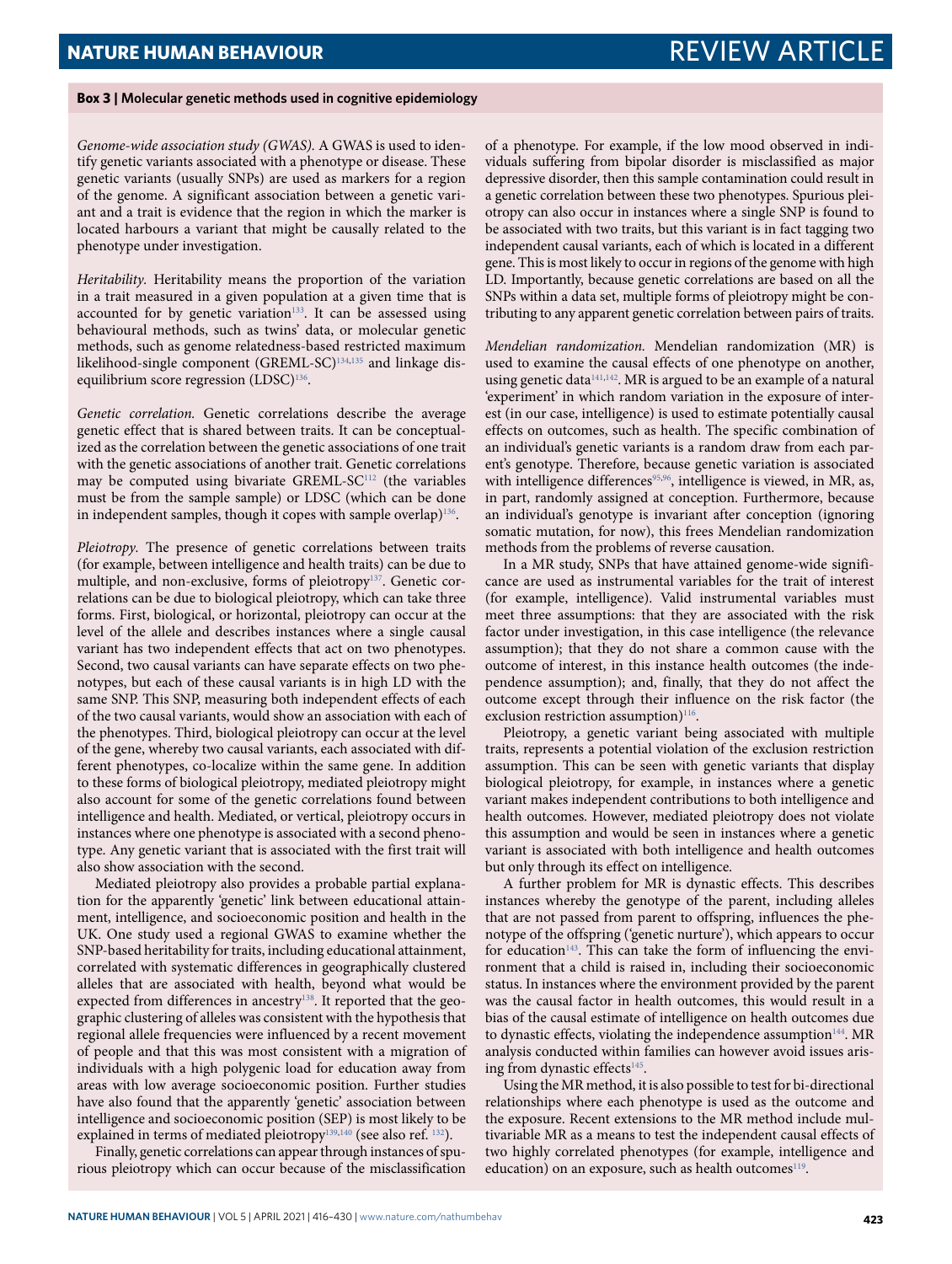**Box 3 | Molecular genetic methods used in cognitive epidemiology**

*Genome-wide association study (GWAS).* A GWAS is used to identify genetic variants associated with a phenotype or disease. These genetic variants (usually SNPs) are used as markers for a region of the genome. A significant association between a genetic variant and a trait is evidence that the region in which the marker is located harbours a variant that might be causally related to the phenotype under investigation.

*Heritability.* Heritability means the proportion of the variation in a trait measured in a given population at a given time that is accounted for by genetic variation[133]. It can be assessed using behavioural methods, such as twins' data, or molecular genetic methods, such as genome relatedness-based restricted maximum likelihood-single component (GREML-SC)[134,135] and linkage disequilibrium score regression (LDSC)[136].

*Genetic correlation.* Genetic correlations describe the average genetic effect that is shared between traits. It can be conceptualized as the correlation between the genetic associations of one trait with the genetic associations of another trait. Genetic correlations may be computed using bivariate GREML-SC[112] (the variables must be from the sample sample) or LDSC (which can be done in independent samples, though it copes with sample overlap)[136].

*Pleiotropy.* The presence of genetic correlations between traits (for example, between intelligence and health traits) can be due to multiple, and non-exclusive, forms of pleiotropy[137]. Genetic correlations can be due to biological pleiotropy, which can take three forms. First, biological, or horizontal, pleiotropy can occur at the level of the allele and describes instances where a single causal variant has two independent effects that act on two phenotypes. Second, two causal variants can have separate effects on two phenotypes, but each of these causal variants is in high LD with the same SNP. This SNP, measuring both independent effects of each of the two causal variants, would show an association with each of the phenotypes. Third, biological pleiotropy can occur at the level of the gene, whereby two causal variants, each associated with different phenotypes, co-localize within the same gene. In addition to these forms of biological pleiotropy, mediated pleiotropy might also account for some of the genetic correlations found between intelligence and health. Mediated, or vertical, pleiotropy occurs in instances where one phenotype is associated with a second phenotype. Any genetic variant that is associated with the first trait will also show association with the second.

Mediated pleiotropy also provides a probable partial explanation for the apparently 'genetic' link between educational attainment, intelligence, and socioeconomic position and health in the UK. One study used a regional GWAS to examine whether the SNP-based heritability for traits, including educational attainment, correlated with systematic differences in geographically clustered alleles that are associated with health, beyond what would be expected from differences in ancestry[138]. It reported that the geographic clustering of alleles was consistent with the hypothesis that regional allele frequencies were influenced by a recent movement of people and that this was most consistent with a migration of individuals with a high polygenic load for education away from areas with low average socioeconomic position. Further studies have also found that the apparently 'genetic' association between intelligence and socioeconomic position (SEP) is most likely to be explained in terms of mediated pleiotropy[139,140] (see also ref. [132]).

Finally, genetic correlations can appear through instances of spurious pleiotropy which can occur because of the misclassification of a phenotype. For example, if the low mood observed in individuals suffering from bipolar disorder is misclassified as major depressive disorder, then this sample contamination could result in a genetic correlation between these two phenotypes. Spurious pleiotropy can also occur in instances where a single SNP is found to be associated with two traits, but this variant is in fact tagging two independent causal variants, each of which is located in a different gene. This is most likely to occur in regions of the genome with high LD. Importantly, because genetic correlations are based on all the SNPs within a data set, multiple forms of pleiotropy might be contributing to any apparent genetic correlation between pairs of traits.

*Mendelian randomization.* Mendelian randomization (MR) is used to examine the causal effects of one phenotype on another, using genetic data[141,142]. MR is argued to be an example of a natural 'experiment' in which random variation in the exposure of interest (in our case, intelligence) is used to estimate potentially causal effects on outcomes, such as health. The specific combination of an individual's genetic variants is a random draw from each parent's genotype. Therefore, because genetic variation is associated with intelligence differences[95,96], intelligence is viewed, in MR, as, in part, randomly assigned at conception. Furthermore, because an individual's genotype is invariant after conception (ignoring somatic mutation, for now), this frees Mendelian randomization methods from the problems of reverse causation.

In a MR study, SNPs that have attained genome-wide significance are used as instrumental variables for the trait of interest (for example, intelligence). Valid instrumental variables must meet three assumptions: that they are associated with the risk factor under investigation, in this case intelligence (the relevance assumption); that they do not share a common cause with the outcome of interest, in this instance health outcomes (the independence assumption); and, finally, that they do not affect the outcome except through their influence on the risk factor (the exclusion restriction assumption)[116].

Pleiotropy, a genetic variant being associated with multiple traits, represents a potential violation of the exclusion restriction assumption. This can be seen with genetic variants that display biological pleiotropy, for example, in instances where a genetic variant makes independent contributions to both intelligence and health outcomes. However, mediated pleiotropy does not violate this assumption and would be seen in instances where a genetic variant is associated with both intelligence and health outcomes but only through its effect on intelligence.

A further problem for MR is dynastic effects. This describes instances whereby the genotype of the parent, including alleles that are not passed from parent to offspring, influences the phenotype of the offspring ('genetic nurture'), which appears to occur for education[143]. This can take the form of influencing the environment that a child is raised in, including their socioeconomic status. In instances where the environment provided by the parent was the causal factor in health outcomes, this would result in a bias of the causal estimate of intelligence on health outcomes due to dynastic effects, violating the independence assumption[144]. MR analysis conducted within families can however avoid issues arising from dynastic effects[145].

Using the MR method, it is also possible to test for bi-directional relationships where each phenotype is used as the outcome and the exposure. Recent extensions to the MR method include multivariable MR as a means to test the independent causal effects of two highly correlated phenotypes (for example, intelligence and education) on an exposure, such as health outcomes[119].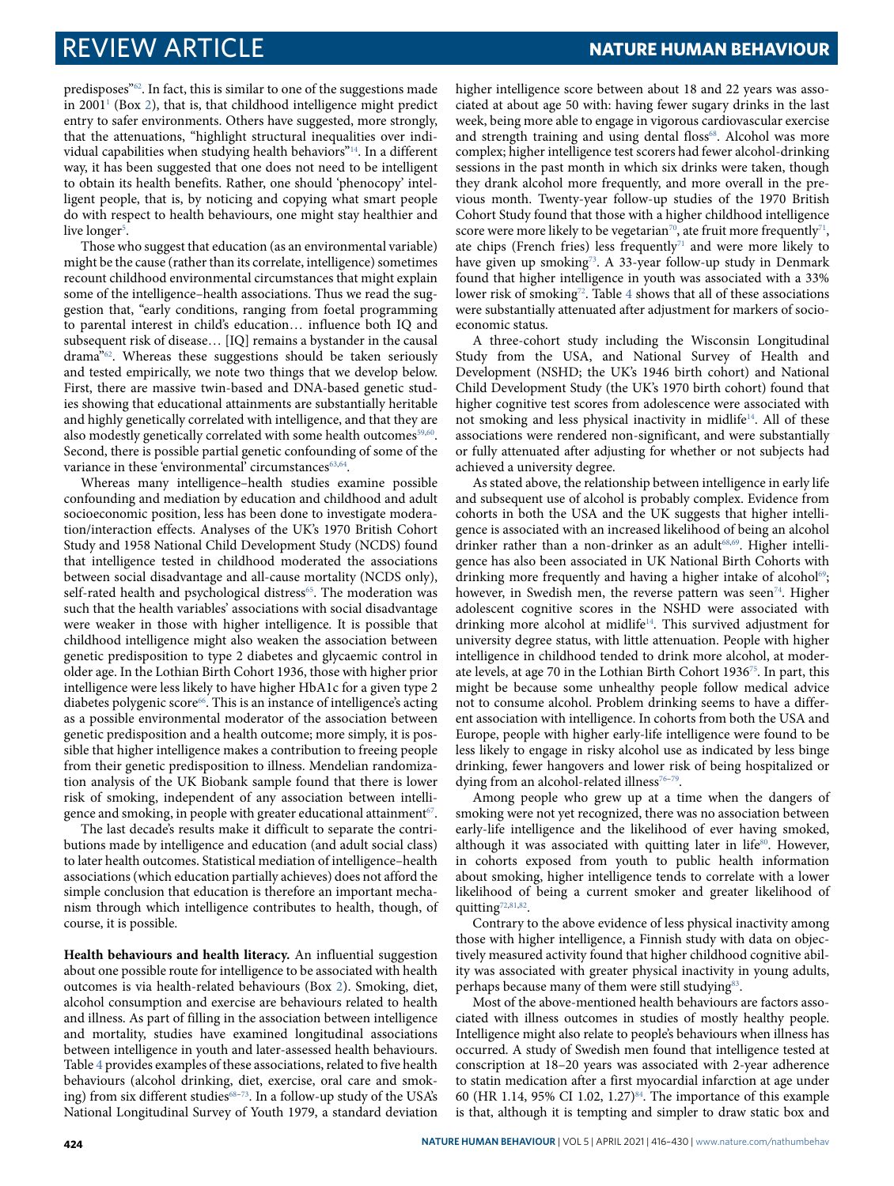predisposes"[62]. In fact, this is similar to one of the suggestions made in 2001[1] (Box 2), that is, that childhood intelligence might predict entry to safer environments. Others have suggested, more strongly, that the attenuations, "highlight structural inequalities over individual capabilities when studying health behaviors"[14]. In a different way, it has been suggested that one does not need to be intelligent to obtain its health benefits. Rather, one should 'phenocopy' intelligent people, that is, by noticing and copying what smart people do with respect to health behaviours, one might stay healthier and live longer[5].

Those who suggest that education (as an environmental variable) might be the cause (rather than its correlate, intelligence) sometimes recount childhood environmental circumstances that might explain some of the intelligence–health associations. Thus we read the suggestion that, "early conditions, ranging from foetal programming to parental interest in child's education… influence both IQ and subsequent risk of disease… [IQ] remains a bystander in the causal drama"[62]. Whereas these suggestions should be taken seriously and tested empirically, we note two things that we develop below. First, there are massive twin-based and DNA-based genetic studies showing that educational attainments are substantially heritable and highly genetically correlated with intelligence, and that they are also modestly genetically correlated with some health outcomes[59,60]. Second, there is possible partial genetic confounding of some of the variance in these 'environmental' circumstances[63,64].

Whereas many intelligence–health studies examine possible confounding and mediation by education and childhood and adult socioeconomic position, less has been done to investigate moderation/interaction effects. Analyses of the UK's 1970 British Cohort Study and 1958 National Child Development Study (NCDS) found that intelligence tested in childhood moderated the associations between social disadvantage and all-cause mortality (NCDS only), self-rated health and psychological distress[65]. The moderation was such that the health variables' associations with social disadvantage were weaker in those with higher intelligence. It is possible that childhood intelligence might also weaken the association between genetic predisposition to type 2 diabetes and glycaemic control in older age. In the Lothian Birth Cohort 1936, those with higher prior intelligence were less likely to have higher HbA1c for a given type 2 diabetes polygenic score[66]. This is an instance of intelligence's acting as a possible environmental moderator of the association between genetic predisposition and a health outcome; more simply, it is possible that higher intelligence makes a contribution to freeing people from their genetic predisposition to illness. Mendelian randomization analysis of the UK Biobank sample found that there is lower risk of smoking, independent of any association between intelligence and smoking, in people with greater educational attainment[67].

The last decade's results make it difficult to separate the contributions made by intelligence and education (and adult social class) to later health outcomes. Statistical mediation of intelligence–health associations (which education partially achieves) does not afford the simple conclusion that education is therefore an important mechanism through which intelligence contributes to health, though, of course, it is possible.

**Health behaviours and health literacy.** An influential suggestion about one possible route for intelligence to be associated with health outcomes is via health-related behaviours (Box 2). Smoking, diet, alcohol consumption and exercise are behaviours related to health and illness. As part of filling in the association between intelligence and mortality, studies have examined longitudinal associations between intelligence in youth and later-assessed health behaviours. Table 4 provides examples of these associations, related to five health behaviours (alcohol drinking, diet, exercise, oral care and smoking) from six different studies[68–73]. In a follow-up study of the USA's National Longitudinal Survey of Youth 1979, a standard deviation higher intelligence score between about 18 and 22 years was associated at about age 50 with: having fewer sugary drinks in the last week, being more able to engage in vigorous cardiovascular exercise and strength training and using dental floss[68]. Alcohol was more complex; higher intelligence test scorers had fewer alcohol-drinking sessions in the past month in which six drinks were taken, though they drank alcohol more frequently, and more overall in the previous month. Twenty-year follow-up studies of the 1970 British Cohort Study found that those with a higher childhood intelligence score were more likely to be vegetarian[70], ate fruit more frequently[71], ate chips (French fries) less frequently[71] and were more likely to have given up smoking[73]. A 33-year follow-up study in Denmark found that higher intelligence in youth was associated with a 33% lower risk of smoking[72]. Table 4 shows that all of these associations were substantially attenuated after adjustment for markers of socioeconomic status.

A three-cohort study including the Wisconsin Longitudinal Study from the USA, and National Survey of Health and Development (NSHD; the UK's 1946 birth cohort) and National Child Development Study (the UK's 1970 birth cohort) found that higher cognitive test scores from adolescence were associated with not smoking and less physical inactivity in midlife[14]. All of these associations were rendered non-significant, and were substantially or fully attenuated after adjusting for whether or not subjects had achieved a university degree.

As stated above, the relationship between intelligence in early life and subsequent use of alcohol is probably complex. Evidence from cohorts in both the USA and the UK suggests that higher intelligence is associated with an increased likelihood of being an alcohol drinker rather than a non-drinker as an adult[68,69]. Higher intelligence has also been associated in UK National Birth Cohorts with drinking more frequently and having a higher intake of alcohol[69]; however, in Swedish men, the reverse pattern was seen[74]. Higher adolescent cognitive scores in the NSHD were associated with drinking more alcohol at midlife[14]. This survived adjustment for university degree status, with little attenuation. People with higher intelligence in childhood tended to drink more alcohol, at moderate levels, at age 70 in the Lothian Birth Cohort 1936[75]. In part, this might be because some unhealthy people follow medical advice not to consume alcohol. Problem drinking seems to have a different association with intelligence. In cohorts from both the USA and Europe, people with higher early-life intelligence were found to be less likely to engage in risky alcohol use as indicated by less binge drinking, fewer hangovers and lower risk of being hospitalized or dying from an alcohol-related illness[76–79].

Among people who grew up at a time when the dangers of smoking were not yet recognized, there was no association between early-life intelligence and the likelihood of ever having smoked, although it was associated with quitting later in life[80]. However, in cohorts exposed from youth to public health information about smoking, higher intelligence tends to correlate with a lower likelihood of being a current smoker and greater likelihood of quitting[72,81,82].

Contrary to the above evidence of less physical inactivity among those with higher intelligence, a Finnish study with data on objectively measured activity found that higher childhood cognitive ability was associated with greater physical inactivity in young adults, perhaps because many of them were still studying[83].

Most of the above-mentioned health behaviours are factors associated with illness outcomes in studies of mostly healthy people. Intelligence might also relate to people's behaviours when illness has occurred. A study of Swedish men found that intelligence tested at conscription at 18–20 years was associated with 2-year adherence to statin medication after a first myocardial infarction at age under 60 (HR 1.14, 95% CI 1.02, 1.27)[84]. The importance of this example is that, although it is tempting and simpler to draw static box and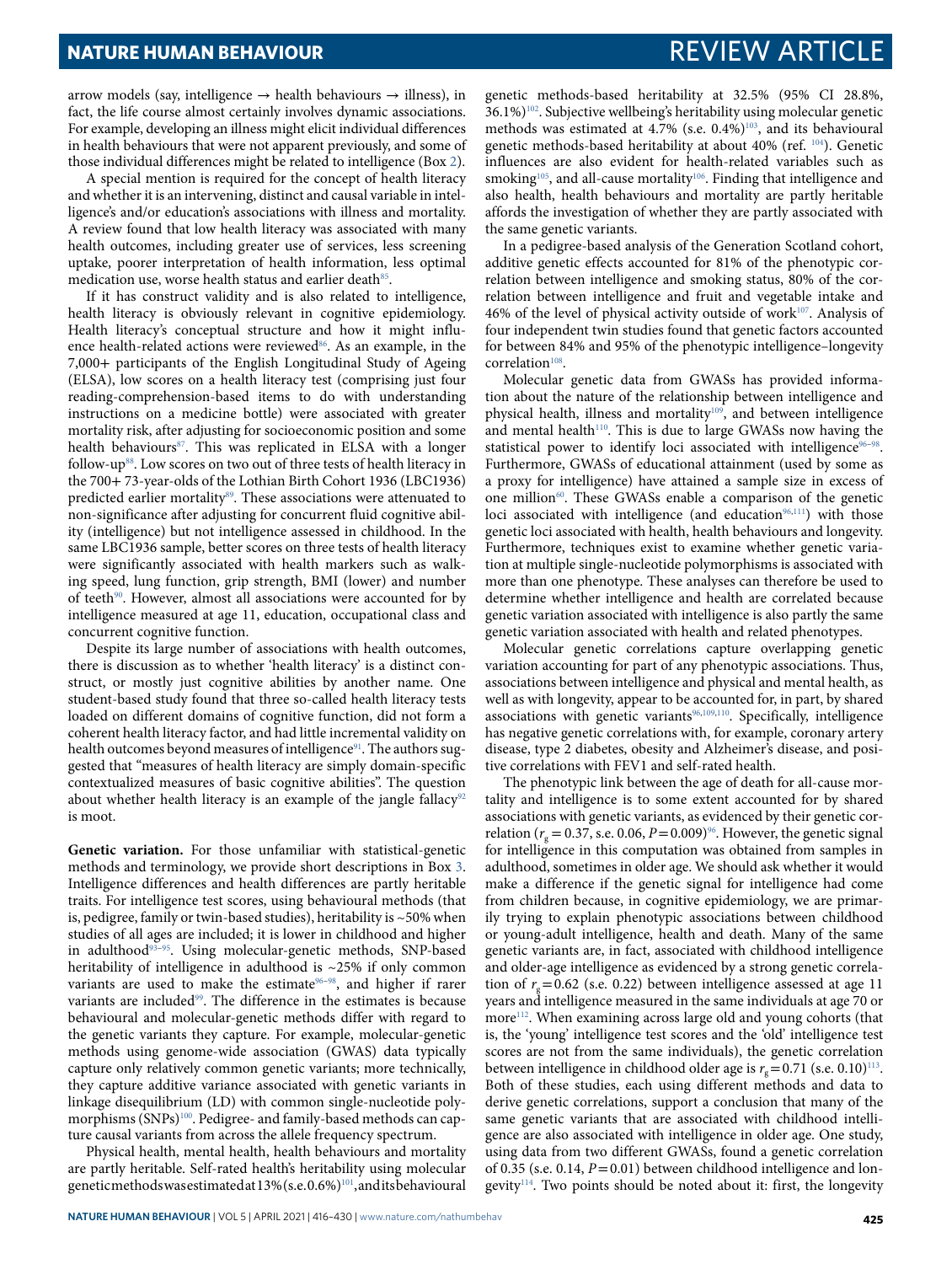arrow models (say, intelligence → health behaviours → illness), in fact, the life course almost certainly involves dynamic associations. For example, developing an illness might elicit individual differences in health behaviours that were not apparent previously, and some of those individual differences might be related to intelligence (Box 2).

A special mention is required for the concept of health literacy and whether it is an intervening, distinct and causal variable in intelligence's and/or education's associations with illness and mortality. A review found that low health literacy was associated with many health outcomes, including greater use of services, less screening uptake, poorer interpretation of health information, less optimal medication use, worse health status and earlier death[85].

If it has construct validity and is also related to intelligence, health literacy is obviously relevant in cognitive epidemiology. Health literacy's conceptual structure and how it might influence health-related actions were reviewed[86]. As an example, in the 7,000+ participants of the English Longitudinal Study of Ageing (ELSA), low scores on a health literacy test (comprising just four reading-comprehension-based items to do with understanding instructions on a medicine bottle) were associated with greater mortality risk, after adjusting for socioeconomic position and some health behaviours[87]. This was replicated in ELSA with a longer follow-up[88]. Low scores on two out of three tests of health literacy in the 700+ 73-year-olds of the Lothian Birth Cohort 1936 (LBC1936) predicted earlier mortality[89]. These associations were attenuated to non-significance after adjusting for concurrent fluid cognitive ability (intelligence) but not intelligence assessed in childhood. In the same LBC1936 sample, better scores on three tests of health literacy were significantly associated with health markers such as walking speed, lung function, grip strength, BMI (lower) and number of teeth[90]. However, almost all associations were accounted for by intelligence measured at age 11, education, occupational class and concurrent cognitive function.

Despite its large number of associations with health outcomes, there is discussion as to whether 'health literacy' is a distinct construct, or mostly just cognitive abilities by another name. One student-based study found that three so-called health literacy tests loaded on different domains of cognitive function, did not form a coherent health literacy factor, and had little incremental validity on health outcomes beyond measures of intelligence[91]. The authors suggested that "measures of health literacy are simply domain-specific contextualized measures of basic cognitive abilities". The question about whether health literacy is an example of the jangle fallacy[92] is moot.

**Genetic variation.** For those unfamiliar with statistical-genetic methods and terminology, we provide short descriptions in Box 3. Intelligence differences and health differences are partly heritable traits. For intelligence test scores, using behavioural methods (that is, pedigree, family or twin-based studies), heritability is ~50% when studies of all ages are included; it is lower in childhood and higher in adulthood[93–95]. Using molecular-genetic methods, SNP-based heritability of intelligence in adulthood is ~25% if only common variants are used to make the estimate[96–98], and higher if rarer variants are included[99]. The difference in the estimates is because behavioural and molecular-genetic methods differ with regard to the genetic variants they capture. For example, molecular-genetic methods using genome-wide association (GWAS) data typically capture only relatively common genetic variants; more technically, they capture additive variance associated with genetic variants in linkage disequilibrium (LD) with common single-nucleotide polymorphisms (SNPs)[100]. Pedigree- and family-based methods can capture causal variants from across the allele frequency spectrum.

Physical health, mental health, health behaviours and mortality are partly heritable. Self-rated health's heritability using molecular genetic methods was estimated at 13% (s.e. 0.6%)[101], and its behavioural genetic methods-based heritability at 32.5% (95% CI 28.8%, 36.1%)[102]. Subjective wellbeing's heritability using molecular genetic methods was estimated at 4.7% (s.e. 0.4%)[103], and its behavioural genetic methods-based heritability at about 40% (ref. [104]). Genetic influences are also evident for health-related variables such as smoking[105], and all-cause mortality[106]. Finding that intelligence and also health, health behaviours and mortality are partly heritable affords the investigation of whether they are partly associated with the same genetic variants.

In a pedigree-based analysis of the Generation Scotland cohort, additive genetic effects accounted for 81% of the phenotypic correlation between intelligence and smoking status, 80% of the correlation between intelligence and fruit and vegetable intake and 46% of the level of physical activity outside of work[107]. Analysis of four independent twin studies found that genetic factors accounted for between 84% and 95% of the phenotypic intelligence–longevity correlation[108].

Molecular genetic data from GWASs has provided information about the nature of the relationship between intelligence and physical health, illness and mortality[109], and between intelligence and mental health[110]. This is due to large GWASs now having the statistical power to identify loci associated with intelligence[96–98]. Furthermore, GWASs of educational attainment (used by some as a proxy for intelligence) have attained a sample size in excess of one million[60]. These GWASs enable a comparison of the genetic loci associated with intelligence (and education[96,111]) with those genetic loci associated with health, health behaviours and longevity. Furthermore, techniques exist to examine whether genetic variation at multiple single-nucleotide polymorphisms is associated with more than one phenotype. These analyses can therefore be used to determine whether intelligence and health are correlated because genetic variation associated with intelligence is also partly the same genetic variation associated with health and related phenotypes.

Molecular genetic correlations capture overlapping genetic variation accounting for part of any phenotypic associations. Thus, associations between intelligence and physical and mental health, as well as with longevity, appear to be accounted for, in part, by shared associations with genetic variants[96,109,110]. Specifically, intelligence has negative genetic correlations with, for example, coronary artery disease, type 2 diabetes, obesity and Alzheimer's disease, and positive correlations with FEV1 and self-rated health.

The phenotypic link between the age of death for all-cause mortality and intelligence is to some extent accounted for by shared associations with genetic variants, as evidenced by their genetic correlation ($r_g = 0.37$, s.e. 0.06, $P = 0.009$)[96]. However, the genetic signal for intelligence in this computation was obtained from samples in adulthood, sometimes in older age. We should ask whether it would make a difference if the genetic signal for intelligence had come from children because, in cognitive epidemiology, we are primarily trying to explain phenotypic associations between childhood or young-adult intelligence, health and death. Many of the same genetic variants are, in fact, associated with childhood intelligence and older-age intelligence as evidenced by a strong genetic correlation of $r_g = 0.62$ (s.e. 0.22) between intelligence assessed at age 11 years and intelligence measured in the same individuals at age 70 or more[112]. When examining across large old and young cohorts (that is, the 'young' intelligence test scores and the 'old' intelligence test scores are not from the same individuals), the genetic correlation between intelligence in childhood older age is $r_g = 0.71$ (s.e. 0.10)[113]. Both of these studies, each using different methods and data to derive genetic correlations, support a conclusion that many of the same genetic variants that are associated with childhood intelligence are also associated with intelligence in older age. One study, using data from two different GWASs, found a genetic correlation of 0.35 (s.e. 0.14, $P = 0.01$) between childhood intelligence and longevity[114]. Two points should be noted about it: first, the longevity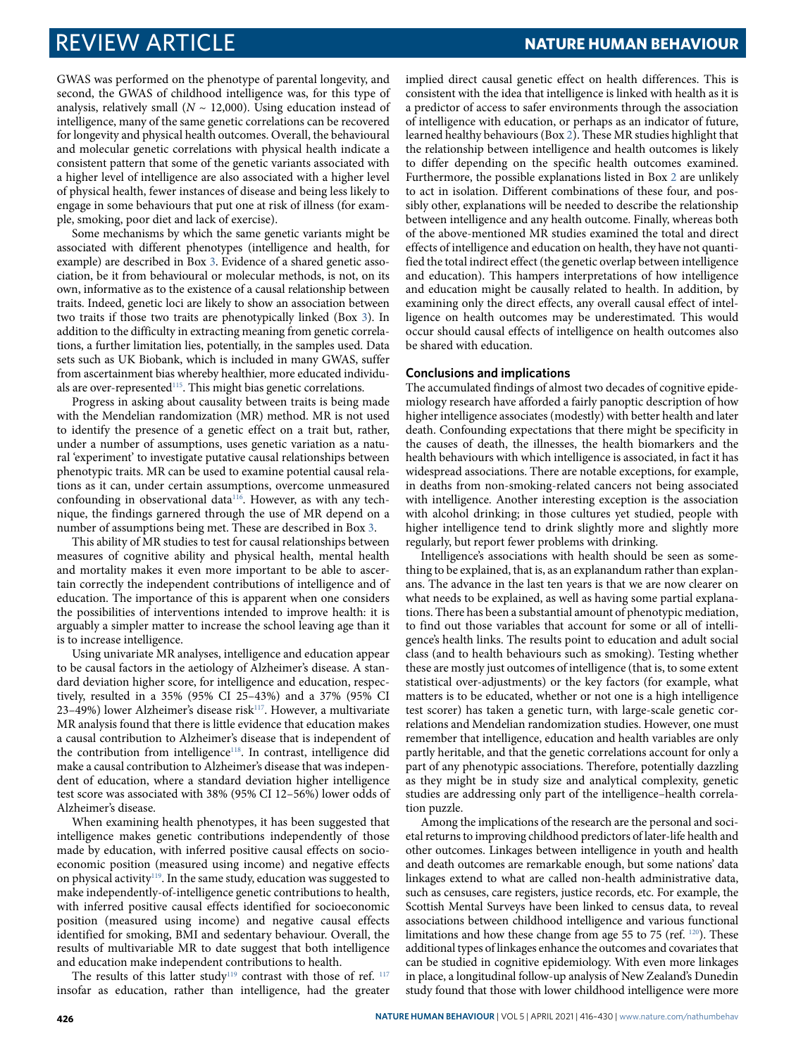GWAS was performed on the phenotype of parental longevity, and second, the GWAS of childhood intelligence was, for this type of analysis, relatively small ($N$ ~ 12,000). Using education instead of intelligence, many of the same genetic correlations can be recovered for longevity and physical health outcomes. Overall, the behavioural and molecular genetic correlations with physical health indicate a consistent pattern that some of the genetic variants associated with a higher level of intelligence are also associated with a higher level of physical health, fewer instances of disease and being less likely to engage in some behaviours that put one at risk of illness (for example, smoking, poor diet and lack of exercise).

Some mechanisms by which the same genetic variants might be associated with different phenotypes (intelligence and health, for example) are described in Box 3. Evidence of a shared genetic association, be it from behavioural or molecular methods, is not, on its own, informative as to the existence of a causal relationship between traits. Indeed, genetic loci are likely to show an association between two traits if those two traits are phenotypically linked (Box 3). In addition to the difficulty in extracting meaning from genetic correlations, a further limitation lies, potentially, in the samples used. Data sets such as UK Biobank, which is included in many GWAS, suffer from ascertainment bias whereby healthier, more educated individuals are over-represented[115]. This might bias genetic correlations.

Progress in asking about causality between traits is being made with the Mendelian randomization (MR) method. MR is not used to identify the presence of a genetic effect on a trait but, rather, under a number of assumptions, uses genetic variation as a natural 'experiment' to investigate putative causal relationships between phenotypic traits. MR can be used to examine potential causal relations as it can, under certain assumptions, overcome unmeasured confounding in observational data[116]. However, as with any technique, the findings garnered through the use of MR depend on a number of assumptions being met. These are described in Box 3.

This ability of MR studies to test for causal relationships between measures of cognitive ability and physical health, mental health and mortality makes it even more important to be able to ascertain correctly the independent contributions of intelligence and of education. The importance of this is apparent when one considers the possibilities of interventions intended to improve health: it is arguably a simpler matter to increase the school leaving age than it is to increase intelligence.

Using univariate MR analyses, intelligence and education appear to be causal factors in the aetiology of Alzheimer's disease. A standard deviation higher score, for intelligence and education, respectively, resulted in a 35% (95% CI 25–43%) and a 37% (95% CI 23–49%) lower Alzheimer's disease risk[117]. However, a multivariate MR analysis found that there is little evidence that education makes a causal contribution to Alzheimer's disease that is independent of the contribution from intelligence[118]. In contrast, intelligence did make a causal contribution to Alzheimer's disease that was independent of education, where a standard deviation higher intelligence test score was associated with 38% (95% CI 12–56%) lower odds of Alzheimer's disease.

When examining health phenotypes, it has been suggested that intelligence makes genetic contributions independently of those made by education, with inferred positive causal effects on socioeconomic position (measured using income) and negative effects on physical activity[119]. In the same study, education was suggested to make independently-of-intelligence genetic contributions to health, with inferred positive causal effects identified for socioeconomic position (measured using income) and negative causal effects identified for smoking, BMI and sedentary behaviour. Overall, the results of multivariable MR to date suggest that both intelligence and education make independent contributions to health.

The results of this latter study[119] contrast with those of ref. [117] insofar as education, rather than intelligence, had the greater implied direct causal genetic effect on health differences. This is consistent with the idea that intelligence is linked with health as it is a predictor of access to safer environments through the association of intelligence with education, or perhaps as an indicator of future, learned healthy behaviours (Box 2). These MR studies highlight that the relationship between intelligence and health outcomes is likely to differ depending on the specific health outcomes examined. Furthermore, the possible explanations listed in Box 2 are unlikely to act in isolation. Different combinations of these four, and possibly other, explanations will be needed to describe the relationship between intelligence and any health outcome. Finally, whereas both of the above-mentioned MR studies examined the total and direct effects of intelligence and education on health, they have not quantified the total indirect effect (the genetic overlap between intelligence and education). This hampers interpretations of how intelligence and education might be causally related to health. In addition, by examining only the direct effects, any overall causal effect of intelligence on health outcomes may be underestimated. This would occur should causal effects of intelligence on health outcomes also be shared with education.

### Conclusions and implications

The accumulated findings of almost two decades of cognitive epidemiology research have afforded a fairly panoptic description of how higher intelligence associates (modestly) with better health and later death. Confounding expectations that there might be specificity in the causes of death, the illnesses, the health biomarkers and the health behaviours with which intelligence is associated, in fact it has widespread associations. There are notable exceptions, for example, in deaths from non-smoking-related cancers not being associated with intelligence. Another interesting exception is the association with alcohol drinking; in those cultures yet studied, people with higher intelligence tend to drink slightly more and slightly more regularly, but report fewer problems with drinking.

Intelligence's associations with health should be seen as something to be explained, that is, as an explanandum rather than explanans. The advance in the last ten years is that we are now clearer on what needs to be explained, as well as having some partial explanations. There has been a substantial amount of phenotypic mediation, to find out those variables that account for some or all of intelligence's health links. The results point to education and adult social class (and to health behaviours such as smoking). Testing whether these are mostly just outcomes of intelligence (that is, to some extent statistical over-adjustments) or the key factors (for example, what matters is to be educated, whether or not one is a high intelligence test scorer) has taken a genetic turn, with large-scale genetic correlations and Mendelian randomization studies. However, one must remember that intelligence, education and health variables are only partly heritable, and that the genetic correlations account for only a part of any phenotypic associations. Therefore, potentially dazzling as they might be in study size and analytical complexity, genetic studies are addressing only part of the intelligence–health correlation puzzle.

Among the implications of the research are the personal and societal returns to improving childhood predictors of later-life health and other outcomes. Linkages between intelligence in youth and health and death outcomes are remarkable enough, but some nations' data linkages extend to what are called non-health administrative data, such as censuses, care registers, justice records, etc. For example, the Scottish Mental Surveys have been linked to census data, to reveal associations between childhood intelligence and various functional limitations and how these change from age 55 to 75 (ref. [120]). These additional types of linkages enhance the outcomes and covariates that can be studied in cognitive epidemiology. With even more linkages in place, a longitudinal follow-up analysis of New Zealand's Dunedin study found that those with lower childhood intelligence were more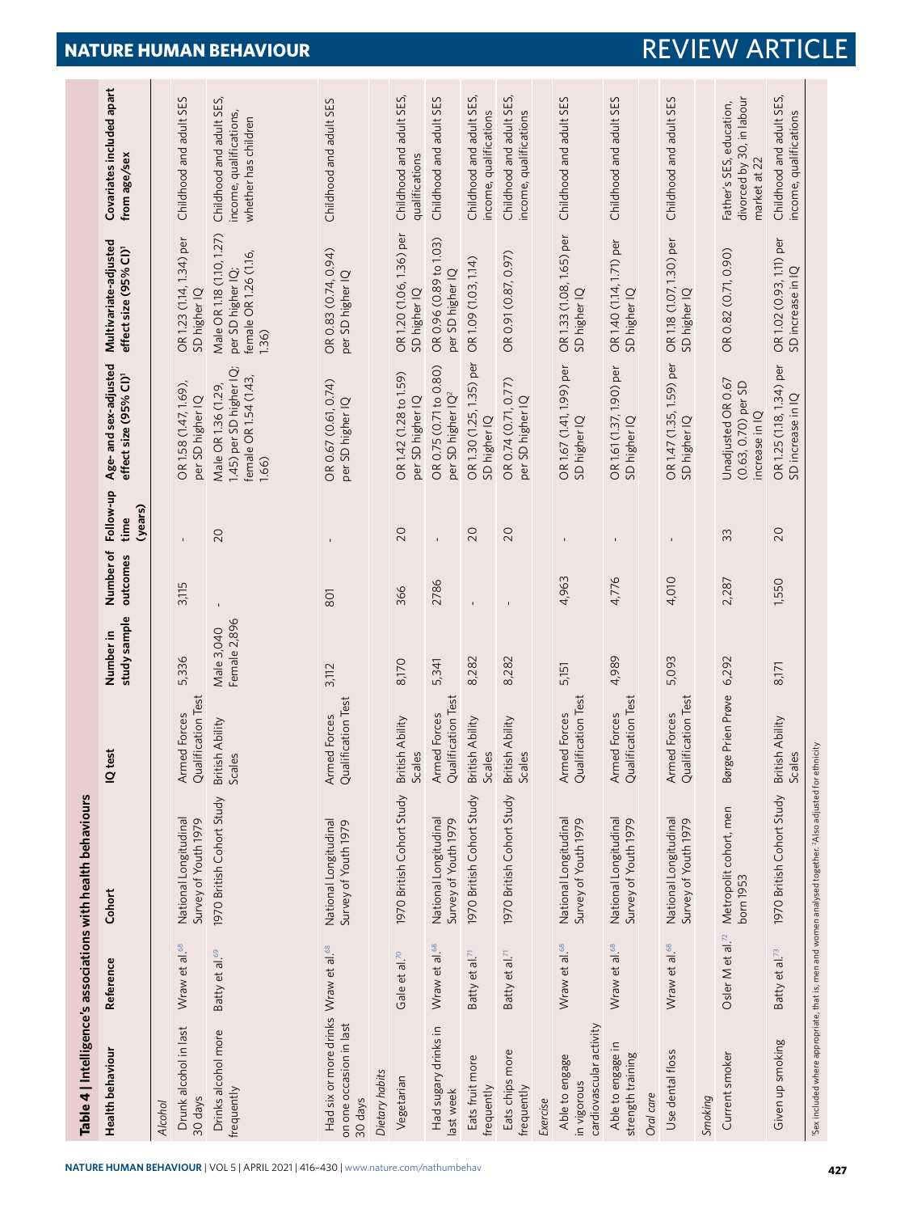**Table 4 | Intelligence's associations with health behaviours**

| Health behaviour | Reference | Cohort | IQ test | Number in study sample | Number of outcomes | Follow-up time (years) | Age- and sex-adjusted effect size (95% CI)[1] | Multivariate-adjusted effect size (95% CI)[1] | Covariates included apart from age/sex |
|---|---|---|---|---|---|---|---|---|---|
| *Alcohol* | | | | | | | | | |
| Drunk alcohol in last 30 days | Wraw et al.[68] | National Longitudinal Survey of Youth 1979 | Armed Forces Qualification Test | 5,336 | 3,115 | - | OR 1.58 (1.47, 1.69), per SD higher IQ | OR 1.23 (1.14, 1.34) per SD higher IQ | Childhood and adult SES |
| Drinks alcohol more frequently | Batty et al.[69] | 1970 British Cohort Study | British Ability Scales | Male 3,040 Female 2,896 | - | 20 | Male OR 1.36 (1.29, 1.45) per SD higher IQ; female OR 1.54 (1.43, 1.66) | Male OR 1.18 (1.10, 1.27) per SD higher IQ; female OR 1.26 (1.16, 1.36) | Childhood and adult SES, income, qualifications, whether has children |
| Had six or more drinks on one occasion in last 30 days | Wraw et al.[68] | National Longitudinal Survey of Youth 1979 | Armed Forces Qualification Test | 3,112 | 801 | - | OR 0.67 (0.61, 0.74) per SD higher IQ | OR 0.83 (0.74, 0.94) per SD higher IQ | Childhood and adult SES |
| *Dietary habits* | | | | | | | | | |
| Vegetarian | Gale et al.[70] | 1970 British Cohort Study | British Ability Scales | 8,170 | 366 | 20 | OR 1.42 (1.28 to 1.59) per SD higher IQ | OR 1.20 (1.06, 1.36) per SD higher IQ | Childhood and adult SES, qualifications |
| Had sugary drinks in last week | Wraw et al.[68] | National Longitudinal Survey of Youth 1979 | Armed Forces Qualification Test | 5,341 | 2786 | - | OR 0.75 (0.71 to 0.80) per SD higher IQ[2] | OR 0.96 (0.89 to 1.03) per SD higher IQ | Childhood and adult SES |
| Eats fruit more frequently | Batty et al.[71] | 1970 British Cohort Study | British Ability Scales | 8,282 | - | 20 | OR 1.30 (1.25, 1.35) per SD higher IQ | OR 1.09 (1.03, 1.14) | Childhood and adult SES, income, qualifications |
| Eats chips more frequently | Batty et al.[71] | 1970 British Cohort Study | British Ability Scales | 8,282 | - | 20 | OR 0.74 (0.71, 0.77) per SD higher IQ | OR 0.91 (0.87, 0.97) | Childhood and adult SES, income, qualifications |
| *Exercise* | | | | | | | | | |
| Able to engage in vigorous cardiovascular activity | Wraw et al.[68] | National Longitudinal Survey of Youth 1979 | Armed Forces Qualification Test | 5,151 | 4,963 | - | OR 1.67 (1.41, 1.99) per SD higher IQ | OR 1.33 (1.08, 1.65) per SD higher IQ | Childhood and adult SES |
| Able to engage in strength training | Wraw et al.[68] | National Longitudinal Survey of Youth 1979 | Armed Forces Qualification Test | 4,989 | 4,776 | - | OR 1.61 (1.37, 1.90) per SD higher IQ | OR 1.40 (1.14, 1.71) per SD higher IQ | Childhood and adult SES |
| *Oral care* | | | | | | | | | |
| Use dental floss | Wraw et al.[68] | National Longitudinal Survey of Youth 1979 | Armed Forces Qualification Test | 5,093 | 4,010 | - | OR 1.47 (1.35, 1.59) per SD higher IQ | OR 1.18 (1.07, 1.30) per SD higher IQ | Childhood and adult SES |
| *Smoking* | | | | | | | | | |
| Current smoker | Osler M et al.[72] | Metropolit cohort, men born 1953 | Børge Prien Prøve | 6,292 | 2,287 | 33 | Unadjusted OR 0.67 (0.63, 0.70) per SD increase in IQ | OR 0.82 (0.71, 0.90) | Father's SES, education, divorced by 30, in labour market at 22 |
| Given up smoking | Batty et al.[73] | 1970 British Cohort Study | British Ability Scales | 8,171 | 1,550 | 20 | OR 1.25 (1.18, 1.34) per SD increase in IQ | OR 1.02 (0.93, 1.11) per SD increase in IQ | Childhood and adult SES, income, qualifications |

[1]Sex included where appropriate, that is, men and women analysed together. [2]Also adjusted for ethnicity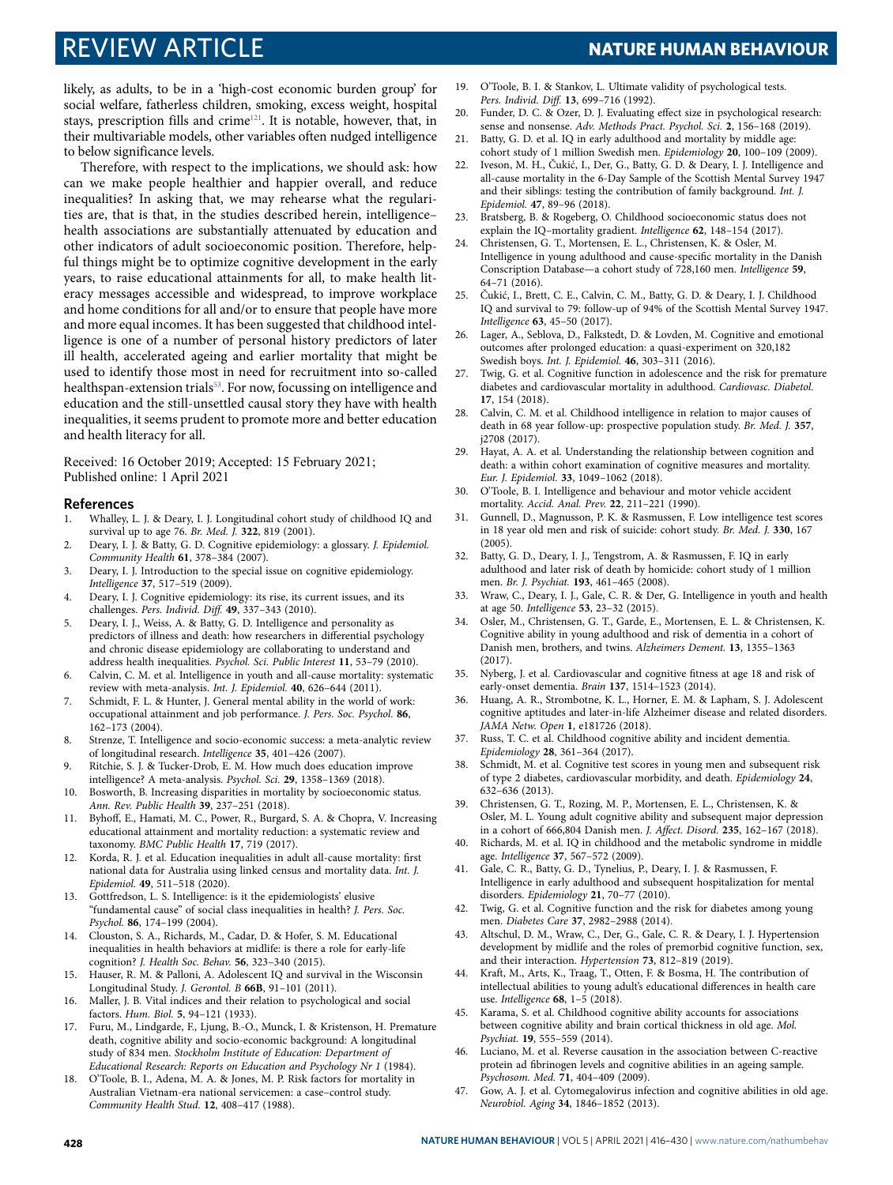likely, as adults, to be in a 'high-cost economic burden group' for social welfare, fatherless children, smoking, excess weight, hospital stays, prescription fills and crime[121]. It is notable, however, that, in their multivariable models, other variables often nudged intelligence to below significance levels.

Therefore, with respect to the implications, we should ask: how can we make people healthier and happier overall, and reduce inequalities? In asking that, we may rehearse what the regularities are, that is that, in the studies described herein, intelligence–health associations are substantially attenuated by education and other indicators of adult socioeconomic position. Therefore, helpful things might be to optimize cognitive development in the early years, to raise educational attainments for all, to make health literacy messages accessible and widespread, to improve workplace and home conditions for all and/or to ensure that people have more and more equal incomes. It has been suggested that childhood intelligence is one of a number of personal history predictors of later ill health, accelerated ageing and earlier mortality that might be used to identify those most in need for recruitment into so-called healthspan-extension trials[53]. For now, focussing on intelligence and education and the still-unsettled causal story they have with health inequalities, it seems prudent to promote more and better education and health literacy for all.

Received: 16 October 2019; Accepted: 15 February 2021; Published online: 1 April 2021

## References

1. Whalley, L. J. & Deary, I. J. Longitudinal cohort study of childhood IQ and survival up to age 76. *Br. Med. J.* **322**, 819 (2001).
2. Deary, I. J. & Batty, G. D. Cognitive epidemiology: a glossary. *J. Epidemiol. Community Health* **61**, 378–384 (2007).
3. Deary, I. J. Introduction to the special issue on cognitive epidemiology. *Intelligence* **37**, 517–519 (2009).
4. Deary, I. J. Cognitive epidemiology: its rise, its current issues, and its challenges. *Pers. Individ. Diff.* **49**, 337–343 (2010).
5. Deary, I. J., Weiss, A. & Batty, G. D. Intelligence and personality as predictors of illness and death: how researchers in differential psychology and chronic disease epidemiology are collaborating to understand and address health inequalities. *Psychol. Sci. Public Interest* **11**, 53–79 (2010).
6. Calvin, C. M. et al. Intelligence in youth and all-cause mortality: systematic review with meta-analysis. *Int. J. Epidemiol.* **40**, 626–644 (2011).
7. Schmidt, F. L. & Hunter, J. General mental ability in the world of work: occupational attainment and job performance. *J. Pers. Soc. Psychol.* **86**, 162–173 (2004).
8. Strenze, T. Intelligence and socio-economic success: a meta-analytic review of longitudinal research. *Intelligence* **35**, 401–426 (2007).
9. Ritchie, S. J. & Tucker-Drob, E. M. How much does education improve intelligence? A meta-analysis. *Psychol. Sci.* **29**, 1358–1369 (2018).
10. Bosworth, B. Increasing disparities in mortality by socioeconomic status. *Ann. Rev. Public Health* **39**, 237–251 (2018).
11. Byhoff, E., Hamati, M. C., Power, R., Burgard, S. A. & Chopra, V. Increasing educational attainment and mortality reduction: a systematic review and taxonomy. *BMC Public Health* **17**, 719 (2017).
12. Korda, R. J. et al. Education inequalities in adult all-cause mortality: first national data for Australia using linked census and mortality data. *Int. J. Epidemiol.* **49**, 511–518 (2020).
13. Gottfredson, L. S. Intelligence: is it the epidemiologists' elusive "fundamental cause" of social class inequalities in health? *J. Pers. Soc. Psychol.* **86**, 174–199 (2004).
14. Clouston, S. A., Richards, M., Cadar, D. & Hofer, S. M. Educational inequalities in health behaviors at midlife: is there a role for early-life cognition? *J. Health Soc. Behav.* **56**, 323–340 (2015).
15. Hauser, R. M. & Palloni, A. Adolescent IQ and survival in the Wisconsin Longitudinal Study. *J. Gerontol. B* **66B**, 91–101 (2011).
16. Maller, J. B. Vital indices and their relation to psychological and social factors. *Hum. Biol.* **5**, 94–121 (1933).
17. Furu, M., Lindgarde, F., Ljung, B.-O., Munck, I. & Kristenson, H. Premature death, cognitive ability and socio-economic background: A longitudinal study of 834 men. *Stockholm Institute of Education: Department of Educational Research: Reports on Education and Psychology Nr 1* (1984).
18. O'Toole, B. I., Adena, M. A. & Jones, M. P. Risk factors for mortality in Australian Vietnam-era national servicemen: a case–control study. *Community Health Stud.* **12**, 408–417 (1988).
19. O'Toole, B. I. & Stankov, L. Ultimate validity of psychological tests. *Pers. Individ. Diff.* **13**, 699–716 (1992).
20. Funder, D. C. & Ozer, D. J. Evaluating effect size in psychological research: sense and nonsense. *Adv. Methods Pract. Psychol. Sci.* **2**, 156–168 (2019).
21. Batty, G. D. et al. IQ in early adulthood and mortality by middle age: cohort study of 1 million Swedish men. *Epidemiology* **20**, 100–109 (2009).
22. Iveson, M. H., Čukić, I., Der, G., Batty, G. D. & Deary, I. J. Intelligence and all-cause mortality in the 6-Day Sample of the Scottish Mental Survey 1947 and their siblings: testing the contribution of family background. *Int. J. Epidemiol.* **47**, 89–96 (2018).
23. Bratsberg, B. & Rogeberg, O. Childhood socioeconomic status does not explain the IQ–mortality gradient. *Intelligence* **62**, 148–154 (2017).
24. Christensen, G. T., Mortensen, E. L., Christensen, K. & Osler, M. Intelligence in young adulthood and cause-specific mortality in the Danish Conscription Database—a cohort study of 728,160 men. *Intelligence* **59**, 64–71 (2016).
25. Čukić, I., Brett, C. E., Calvin, C. M., Batty, G. D. & Deary, I. J. Childhood IQ and survival to 79: follow-up of 94% of the Scottish Mental Survey 1947. *Intelligence* **63**, 45–50 (2017).
26. Lager, A., Seblova, D., Falkstedt, D. & Lovden, M. Cognitive and emotional outcomes after prolonged education: a quasi-experiment on 320,182 Swedish boys. *Int. J. Epidemiol.* **46**, 303–311 (2016).
27. Twig, G. et al. Cognitive function in adolescence and the risk for premature diabetes and cardiovascular mortality in adulthood. *Cardiovasc. Diabetol.* **17**, 154 (2018).
28. Calvin, C. M. et al. Childhood intelligence in relation to major causes of death in 68 year follow-up: prospective population study. *Br. Med. J.* **357**, j2708 (2017).
29. Hayat, A. A. et al. Understanding the relationship between cognition and death: a within cohort examination of cognitive measures and mortality. *Eur. J. Epidemiol.* **33**, 1049–1062 (2018).
30. O'Toole, B. I. Intelligence and behaviour and motor vehicle accident mortality. *Accid. Anal. Prev.* **22**, 211–221 (1990).
31. Gunnell, D., Magnusson, P. K. & Rasmussen, F. Low intelligence test scores in 18 year old men and risk of suicide: cohort study. *Br. Med. J.* **330**, 167 (2005).
32. Batty, G. D., Deary, I. J., Tengstrom, A. & Rasmussen, F. IQ in early adulthood and later risk of death by homicide: cohort study of 1 million men. *Br. J. Psychiat.* **193**, 461–465 (2008).
33. Wraw, C., Deary, I. J., Gale, C. R. & Der, G. Intelligence in youth and health at age 50. *Intelligence* **53**, 23–32 (2015).
34. Osler, M., Christensen, G. T., Garde, E., Mortensen, E. L. & Christensen, K. Cognitive ability in young adulthood and risk of dementia in a cohort of Danish men, brothers, and twins. *Alzheimers Dement.* **13**, 1355–1363 (2017).
35. Nyberg, J. et al. Cardiovascular and cognitive fitness at age 18 and risk of early-onset dementia. *Brain* **137**, 1514–1523 (2014).
36. Huang, A. R., Strombotne, K. L., Horner, E. M. & Lapham, S. J. Adolescent cognitive aptitudes and later-in-life Alzheimer disease and related disorders. *JAMA Netw. Open* **1**, e181726 (2018).
37. Russ, T. C. et al. Childhood cognitive ability and incident dementia. *Epidemiology* **28**, 361–364 (2017).
38. Schmidt, M. et al. Cognitive test scores in young men and subsequent risk of type 2 diabetes, cardiovascular morbidity, and death. *Epidemiology* **24**, 632–636 (2013).
39. Christensen, G. T., Rozing, M. P., Mortensen, E. L., Christensen, K. & Osler, M. L. Young adult cognitive ability and subsequent major depression in a cohort of 666,804 Danish men. *J. Affect. Disord.* **235**, 162–167 (2018).
40. Richards, M. et al. IQ in childhood and the metabolic syndrome in middle age. *Intelligence* **37**, 567–572 (2009).
41. Gale, C. R., Batty, G. D., Tynelius, P., Deary, I. J. & Rasmussen, F. Intelligence in early adulthood and subsequent hospitalization for mental disorders. *Epidemiology* **21**, 70–77 (2010).
42. Twig, G. et al. Cognitive function and the risk for diabetes among young men. *Diabetes Care* **37**, 2982–2988 (2014).
43. Altschul, D. M., Wraw, C., Der, G., Gale, C. R. & Deary, I. J. Hypertension development by midlife and the roles of premorbid cognitive function, sex, and their interaction. *Hypertension* **73**, 812–819 (2019).
44. Kraft, M., Arts, K., Traag, T., Otten, F. & Bosma, H. The contribution of intellectual abilities to young adult's educational differences in health care use. *Intelligence* **68**, 1–5 (2018).
45. Karama, S. et al. Childhood cognitive ability accounts for associations between cognitive ability and brain cortical thickness in old age. *Mol. Psychiat.* **19**, 555–559 (2014).
46. Luciano, M. et al. Reverse causation in the association between C-reactive protein ad fibrinogen levels and cognitive abilities in an ageing sample. *Psychosom. Med.* **71**, 404–409 (2009).
47. Gow, A. J. et al. Cytomegalovirus infection and cognitive abilities in old age. *Neurobiol. Aging* **34**, 1846–1852 (2013).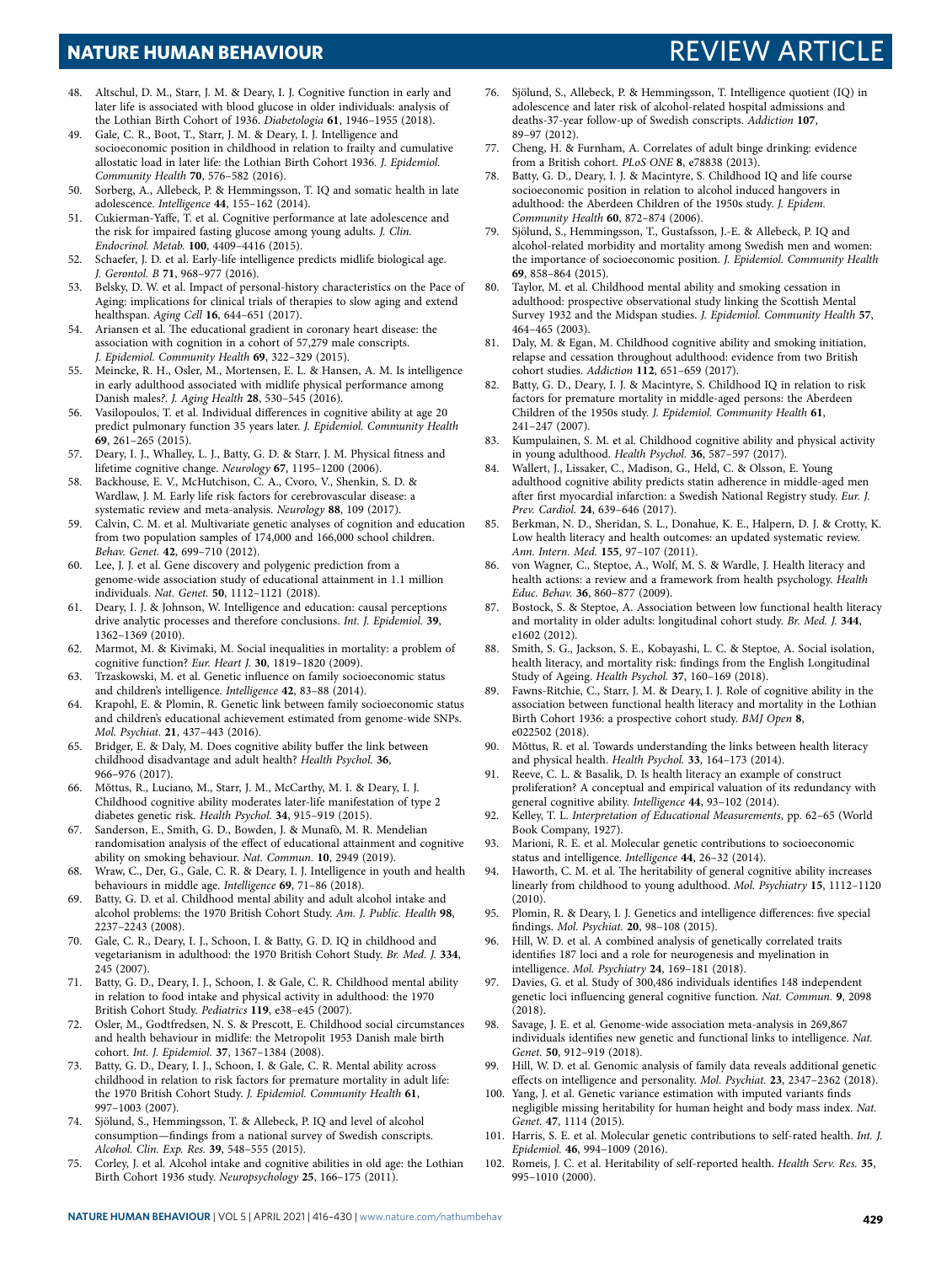48. Altschul, D. M., Starr, J. M. & Deary, I. J. Cognitive function in early and later life is associated with blood glucose in older individuals: analysis of the Lothian Birth Cohort of 1936. *Diabetologia* **61**, 1946–1955 (2018).
49. Gale, C. R., Boot, T., Starr, J. M. & Deary, I. J. Intelligence and socioeconomic position in childhood in relation to frailty and cumulative allostatic load in later life: the Lothian Birth Cohort 1936. *J. Epidemiol. Community Health* **70**, 576–582 (2016).
50. Sorberg, A., Allebeck, P. & Hemmingsson, T. IQ and somatic health in late adolescence. *Intelligence* **44**, 155–162 (2014).
51. Cukierman-Yaffe, T. et al. Cognitive performance at late adolescence and the risk for impaired fasting glucose among young adults. *J. Clin. Endocrinol. Metab.* **100**, 4409–4416 (2015).
52. Schaefer, J. D. et al. Early-life intelligence predicts midlife biological age. *J. Gerontol. B* **71**, 968–977 (2016).
53. Belsky, D. W. et al. Impact of personal-history characteristics on the Pace of Aging: implications for clinical trials of therapies to slow aging and extend healthspan. *Aging Cell* **16**, 644–651 (2017).
54. Ariansen et al. The educational gradient in coronary heart disease: the association with cognition in a cohort of 57,279 male conscripts. *J. Epidemiol. Community Health* **69**, 322–329 (2015).
55. Meincke, R. H., Osler, M., Mortensen, E. L. & Hansen, A. M. Is intelligence in early adulthood associated with midlife physical performance among Danish males?. *J. Aging Health* **28**, 530–545 (2016).
56. Vasilopoulos, T. et al. Individual differences in cognitive ability at age 20 predict pulmonary function 35 years later. *J. Epidemiol. Community Health* **69**, 261–265 (2015).
57. Deary, I. J., Whalley, L. J., Batty, G. D. & Starr, J. M. Physical fitness and lifetime cognitive change. *Neurology* **67**, 1195–1200 (2006).
58. Backhouse, E. V., McHutchison, C. A., Cvoro, V., Shenkin, S. D. & Wardlaw, J. M. Early life risk factors for cerebrovascular disease: a systematic review and meta-analysis. *Neurology* **88**, 109 (2017).
59. Calvin, C. M. et al. Multivariate genetic analyses of cognition and education from two population samples of 174,000 and 166,000 school children. *Behav. Genet.* **42**, 699–710 (2012).
60. Lee, J. J. et al. Gene discovery and polygenic prediction from a genome-wide association study of educational attainment in 1.1 million individuals. *Nat. Genet.* **50**, 1112–1121 (2018).
61. Deary, I. J. & Johnson, W. Intelligence and education: causal perceptions drive analytic processes and therefore conclusions. *Int. J. Epidemiol.* **39**, 1362–1369 (2010).
62. Marmot, M. & Kivimaki, M. Social inequalities in mortality: a problem of cognitive function? *Eur. Heart J.* **30**, 1819–1820 (2009).
63. Trzaskowski, M. et al. Genetic influence on family socioeconomic status and children's intelligence. *Intelligence* **42**, 83–88 (2014).
64. Krapohl, E. & Plomin, R. Genetic link between family socioeconomic status and children's educational achievement estimated from genome-wide SNPs. *Mol. Psychiatr.* **21**, 437–443 (2016).
65. Bridger, E. & Daly, M. Does cognitive ability buffer the link between childhood disadvantage and adult health? *Health Psychol.* **36**, 966–976 (2017).
66. Mõttus, R., Luciano, M., Starr, J. M., McCarthy, M. I. & Deary, I. J. Childhood cognitive ability moderates later-life manifestation of type 2 diabetes genetic risk. *Health Psychol.* **34**, 915–919 (2015).
67. Sanderson, E., Smith, G. D., Bowden, J. & Munafò, M. R. Mendelian randomisation analysis of the effect of educational attainment and cognitive ability on smoking behaviour. *Nat. Commun.* **10**, 2949 (2019).
68. Wraw, C., Der, G., Gale, C. R. & Deary, I. J. Intelligence in youth and health behaviours in middle age. *Intelligence* **69**, 71–86 (2018).
69. Batty, G. D. et al. Childhood mental ability and adult alcohol intake and alcohol problems: the 1970 British Cohort Study. *Am. J. Public. Health* **98**, 2237–2243 (2008).
70. Gale, C. R., Deary, I. J., Schoon, I. & Batty, G. D. IQ in childhood and vegetarianism in adulthood: the 1970 British Cohort Study. *Br. Med. J.* **334**, 245 (2007).
71. Batty, G. D., Deary, I. J., Schoon, I. & Gale, C. R. Childhood mental ability in relation to food intake and physical activity in adulthood: the 1970 British Cohort Study. *Pediatrics* **119**, e38–e45 (2007).
72. Osler, M., Godtfredsen, N. S. & Prescott, E. Childhood social circumstances and health behaviour in midlife: the Metropolit 1953 Danish male birth cohort. *Int. J. Epidemiol.* **37**, 1367–1384 (2008).
73. Batty, G. D., Deary, I. J., Schoon, I. & Gale, C. R. Mental ability across childhood in relation to risk factors for premature mortality in adult life: the 1970 British Cohort Study. *J. Epidemiol. Community Health* **61**, 997–1003 (2007).
74. Sjölund, S., Hemmingsson, T. & Allebeck, P. IQ and level of alcohol consumption—findings from a national survey of Swedish conscripts. *Alcohol. Clin. Exp. Res.* **39**, 548–555 (2015).
75. Corley, J. et al. Alcohol intake and cognitive abilities in old age: the Lothian Birth Cohort 1936 study. *Neuropsychology* **25**, 166–175 (2011).
76. Sjölund, S., Allebeck, P. & Hemmingsson, T. Intelligence quotient (IQ) in adolescence and later risk of alcohol-related hospital admissions and deaths-37-year follow-up of Swedish conscripts. *Addiction* **107**, 89–97 (2012).
77. Cheng, H. & Furnham, A. Correlates of adult binge drinking: evidence from a British cohort. *PLoS ONE* **8**, e78838 (2013).
78. Batty, G. D., Deary, I. J. & Macintyre, S. Childhood IQ and life course socioeconomic position in relation to alcohol induced hangovers in adulthood: the Aberdeen Children of the 1950s study. *J. Epidem. Community Health* **60**, 872–874 (2006).
79. Sjölund, S., Hemmingsson, T., Gustafsson, J.-E. & Allebeck, P. IQ and alcohol-related morbidity and mortality among Swedish men and women: the importance of socioeconomic position. *J. Epidemiol. Community Health* **69**, 858–864 (2015).
80. Taylor, M. et al. Childhood mental ability and smoking cessation in adulthood: prospective observational study linking the Scottish Mental Survey 1932 and the Midspan studies. *J. Epidemiol. Community Health* **57**, 464–465 (2003).
81. Daly, M. & Egan, M. Childhood cognitive ability and smoking initiation, relapse and cessation throughout adulthood: evidence from two British cohort studies. *Addiction* **112**, 651–659 (2017).
82. Batty, G. D., Deary, I. J. & Macintyre, S. Childhood IQ in relation to risk factors for premature mortality in middle-aged persons: the Aberdeen Children of the 1950s study. *J. Epidemiol. Community Health* **61**, 241–247 (2007).
83. Kumpulainen, S. M. et al. Childhood cognitive ability and physical activity in young adulthood. *Health Psychol.* **36**, 587–597 (2017).
84. Wallert, J., Lissaker, C., Madison, G., Held, C. & Olsson, E. Young adulthood cognitive ability predicts statin adherence in middle-aged men after first myocardial infarction: a Swedish National Registry study. *Eur. J. Prev. Cardiol.* **24**, 639–646 (2017).
85. Berkman, N. D., Sheridan, S. L., Donahue, K. E., Halpern, D. J. & Crotty, K. Low health literacy and health outcomes: an updated systematic review. *Ann. Intern. Med.* **155**, 97–107 (2011).
86. von Wagner, C., Steptoe, A., Wolf, M. S. & Wardle, J. Health literacy and health actions: a review and a framework from health psychology. *Health Educ. Behav.* **36**, 860–877 (2009).
87. Bostock, S. & Steptoe, A. Association between low functional health literacy and mortality in older adults: longitudinal cohort study. *Br. Med. J.* **344**, e1602 (2012).
88. Smith, S. G., Jackson, S. E., Kobayashi, L. C. & Steptoe, A. Social isolation, health literacy, and mortality risk: findings from the English Longitudinal Study of Ageing. *Health Psychol.* **37**, 160–169 (2018).
89. Fawns-Ritchie, C., Starr, J. M. & Deary, I. J. Role of cognitive ability in the association between functional health literacy and mortality in the Lothian Birth Cohort 1936: a prospective cohort study. *BMJ Open* **8**, e022502 (2018).
90. Mõttus, R. et al. Towards understanding the links between health literacy and physical health. *Health Psychol.* **33**, 164–173 (2014).
91. Reeve, C. L. & Basalik, D. Is health literacy an example of construct proliferation? A conceptual and empirical valuation of its redundancy with general cognitive ability. *Intelligence* **44**, 93–102 (2014).
92. Kelley, T. L. *Interpretation of Educational Measurements*, pp. 62–65 (World Book Company, 1927).
93. Marioni, R. E. et al. Molecular genetic contributions to socioeconomic status and intelligence. *Intelligence* **44**, 26–32 (2014).
94. Haworth, C. M. et al. The heritability of general cognitive ability increases linearly from childhood to young adulthood. *Mol. Psychiatry* **15**, 1112–1120 (2010).
95. Plomin, R. & Deary, I. J. Genetics and intelligence differences: five special findings. *Mol. Psychiat.* **20**, 98–108 (2015).
96. Hill, W. D. et al. A combined analysis of genetically correlated traits identifies 187 loci and a role for neurogenesis and myelination in intelligence. *Mol. Psychiatry* **24**, 169–181 (2018).
97. Davies, G. et al. Study of 300,486 individuals identifies 148 independent genetic loci influencing general cognitive function. *Nat. Commun.* **9**, 2098 (2018).
98. Savage, J. E. et al. Genome-wide association meta-analysis in 269,867 individuals identifies new genetic and functional links to intelligence. *Nat. Genet.* **50**, 912–919 (2018).
99. Hill, W. D. et al. Genomic analysis of family data reveals additional genetic effects on intelligence and personality. *Mol. Psychiat.* **23**, 2347–2362 (2018).
100. Yang, J. et al. Genetic variance estimation with imputed variants finds negligible missing heritability for human height and body mass index. *Nat. Genet.* **47**, 1114 (2015).
101. Harris, S. E. et al. Molecular genetic contributions to self-rated health. *Int. J. Epidemiol.* **46**, 994–1009 (2016).
102. Romeis, J. C. et al. Heritability of self-reported health. *Health Serv. Res.* **35**, 995–1010 (2000).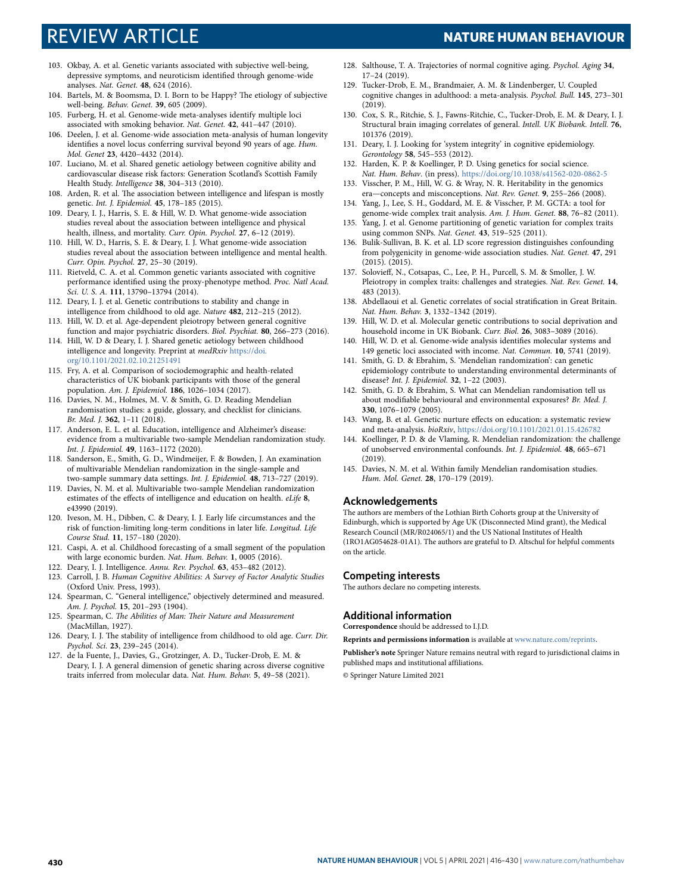103. Okbay, A. et al. Genetic variants associated with subjective well-being, depressive symptoms, and neuroticism identified through genome-wide analyses. *Nat. Genet.* **48**, 624 (2016).
104. Bartels, M. & Boomsma, D. I. Born to be Happy? The etiology of subjective well-being. *Behav. Genet.* **39**, 605 (2009).
105. Furberg, H. et al. Genome-wide meta-analyses identify multiple loci associated with smoking behavior. *Nat. Genet.* **42**, 441–447 (2010).
106. Deelen, J. et al. Genome-wide association meta-analysis of human longevity identifies a novel locus conferring survival beyond 90 years of age. *Hum. Mol. Genet* **23**, 4420–4432 (2014).
107. Luciano, M. et al. Shared genetic aetiology between cognitive ability and cardiovascular disease risk factors: Generation Scotland's Scottish Family Health Study. *Intelligence* **38**, 304–313 (2010).
108. Arden, R. et al. The association between intelligence and lifespan is mostly genetic. *Int. J. Epidemiol.* **45**, 178–185 (2015).
109. Deary, I. J., Harris, S. E. & Hill, W. D. What genome-wide association studies reveal about the association between intelligence and physical health, illness, and mortality. *Curr. Opin. Psychol.* **27**, 6–12 (2019).
110. Hill, W. D., Harris, S. E. & Deary, I. J. What genome-wide association studies reveal about the association between intelligence and mental health. *Curr. Opin. Psychol.* **27**, 25–30 (2019).
111. Rietveld, C. A. et al. Common genetic variants associated with cognitive performance identified using the proxy-phenotype method. *Proc. Natl Acad. Sci. U. S. A.* **111**, 13790–13794 (2014).
112. Deary, I. J. et al. Genetic contributions to stability and change in intelligence from childhood to old age. *Nature* **482**, 212–215 (2012).
113. Hill, W. D. et al. Age-dependent pleiotropy between general cognitive function and major psychiatric disorders. *Biol. Psychiat.* **80**, 266–273 (2016).
114. Hill, W. D & Deary, I. J. Shared genetic aetiology between childhood intelligence and longevity. Preprint at *medRxiv* https://doi.org/10.1101/2021.02.10.21251491
115. Fry, A. et al. Comparison of sociodemographic and health-related characteristics of UK biobank participants with those of the general population. *Am. J. Epidemiol.* **186**, 1026–1034 (2017).
116. Davies, N. M., Holmes, M. V. & Smith, G. D. Reading Mendelian randomisation studies: a guide, glossary, and checklist for clinicians. *Br. Med. J.* **362**, 1–11 (2018).
117. Anderson, E. L. et al. Education, intelligence and Alzheimer's disease: evidence from a multivariable two-sample Mendelian randomization study. *Int. J. Epidemiol.* **49**, 1163–1172 (2020).
118. Sanderson, E., Smith, G. D., Windmeijer, F. & Bowden, J. An examination of multivariable Mendelian randomization in the single-sample and two-sample summary data settings. *Int. J. Epidemiol.* **48**, 713–727 (2019).
119. Davies, N. M. et al. Multivariable two-sample Mendelian randomization estimates of the effects of intelligence and education on health. *eLife* **8**, e43990 (2019).
120. Iveson, M. H., Dibben, C. & Deary, I. J. Early life circumstances and the risk of function-limiting long-term conditions in later life. *Longitud. Life Course Stud.* **11**, 157–180 (2020).
121. Caspi, A. et al. Childhood forecasting of a small segment of the population with large economic burden. *Nat. Hum. Behav.* **1**, 0005 (2016).
122. Deary, I. J. Intelligence. *Annu. Rev. Psychol.* **63**, 453–482 (2012).
123. Carroll, J. B. *Human Cognitive Abilities: A Survey of Factor Analytic Studies* (Oxford Univ. Press, 1993).
124. Spearman, C. "General intelligence," objectively determined and measured. *Am. J. Psychol.* **15**, 201–293 (1904).
125. Spearman, C. *The Abilities of Man: Their Nature and Measurement* (MacMillan, 1927).
126. Deary, I. J. The stability of intelligence from childhood to old age. *Curr. Dir. Psychol. Sci.* **23**, 239–245 (2014).
127. de la Fuente, J., Davies, G., Grotzinger, A. D., Tucker-Drob, E. M. & Deary, I. J. A general dimension of genetic sharing across diverse cognitive traits inferred from molecular data. *Nat. Hum. Behav.* **5**, 49–58 (2021).
128. Salthouse, T. A. Trajectories of normal cognitive aging. *Psychol. Aging* **34**, 17–24 (2019).
129. Tucker-Drob, E. M., Brandmaier, A. M. & Lindenberger, U. Coupled cognitive changes in adulthood: a meta-analysis. *Psychol. Bull.* **145**, 273–301 (2019).
130. Cox, S. R., Ritchie, S. J., Fawns-Ritchie, C., Tucker-Drob, E. M. & Deary, I. J. Structural brain imaging correlates of general. *Intell. UK Biobank. Intell.* **76**, 101376 (2019).
131. Deary, I. J. Looking for 'system integrity' in cognitive epidemiology. *Gerontology* **58**, 545–553 (2012).
132. Harden, K. P. & Koellinger, P. D. Using genetics for social science. *Nat. Hum. Behav*. (in press). https://doi.org/10.1038/s41562-020-0862-5
133. Visscher, P. M., Hill, W. G. & Wray, N. R. Heritability in the genomics era—concepts and misconceptions. *Nat. Rev. Genet.* **9**, 255–266 (2008).
134. Yang, J., Lee, S. H., Goddard, M. E. & Visscher, P. M. GCTA: a tool for genome-wide complex trait analysis. *Am. J. Hum. Genet.* **88**, 76–82 (2011).
135. Yang, J. et al. Genome partitioning of genetic variation for complex traits using common SNPs. *Nat. Genet.* **43**, 519–525 (2011).
136. Bulik-Sullivan, B. K. et al. LD score regression distinguishes confounding from polygenicity in genome-wide association studies. *Nat. Genet.* **47**, 291 (2015). (2015).
137. Solovieff, N., Cotsapas, C., Lee, P. H., Purcell, S. M. & Smoller, J. W. Pleiotropy in complex traits: challenges and strategies. *Nat. Rev. Genet.* **14**, 483 (2013).
138. Abdellaoui et al. Genetic correlates of social stratification in Great Britain. *Nat. Hum. Behav.* **3**, 1332–1342 (2019).
139. Hill, W. D. et al. Molecular genetic contributions to social deprivation and household income in UK Biobank. *Curr. Biol.* **26**, 3083–3089 (2016).
140. Hill, W. D. et al. Genome-wide analysis identifies molecular systems and 149 genetic loci associated with income. *Nat. Commun.* **10**, 5741 (2019).
141. Smith, G. D. & Ebrahim, S. 'Mendelian randomization': can genetic epidemiology contribute to understanding environmental determinants of disease? *Int. J. Epidemiol.* **32**, 1–22 (2003).
142. Smith, G. D. & Ebrahim, S. What can Mendelian randomisation tell us about modifiable behavioural and environmental exposures? *Br. Med. J.* **330**, 1076–1079 (2005).
143. Wang, B. et al. Genetic nurture effects on education: a systematic review and meta-analysis. *bioRxiv*, https://doi.org/10.1101/2021.01.15.426782
144. Koellinger, P. D. & de Vlaming, R. Mendelian randomization: the challenge of unobserved environmental confounds. *Int. J. Epidemiol.* **48**, 665–671 (2019).
145. Davies, N. M. et al. Within family Mendelian randomisation studies. *Hum. Mol. Genet.* **28**, 170–179 (2019).

## Acknowledgements

The authors are members of the Lothian Birth Cohorts group at the University of Edinburgh, which is supported by Age UK (Disconnected Mind grant), the Medical Research Council (MR/R024065/1) and the US National Institutes of Health (1RO1AG054628-01A1). The authors are grateful to D. Altschul for helpful comments on the article.

## Competing interests

The authors declare no competing interests.

## Additional information

**Correspondence** should be addressed to I.J.D.

**Reprints and permissions information** is available at www.nature.com/reprints.

**Publisher's note** Springer Nature remains neutral with regard to jurisdictional claims in published maps and institutional affiliations.

© Springer Nature Limited 2021